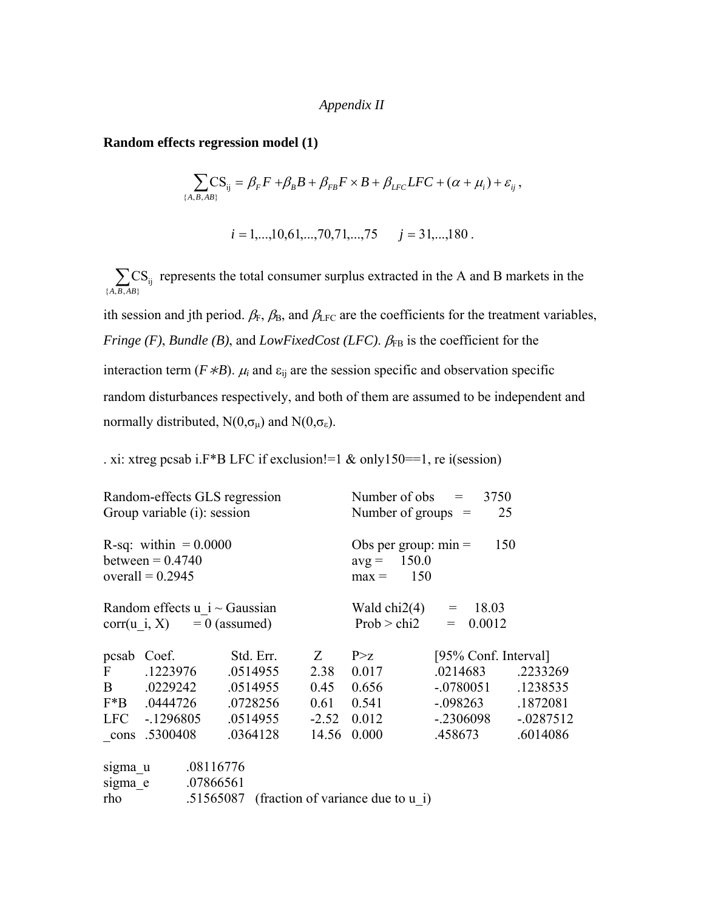*Appendix II*

**Random effects regression model (1)**

$$\sum_{\{A,B,AB\}} \mathrm{CS_{ij}} = \beta_F F + \beta_B B + \beta_{FB} F \times B + \beta_{LFC} LFC + (\alpha + \mu_i) + \varepsilon_{ij}\,,$$

$$i = 1,...,10,61,...,70,71,...,75 \qquad j = 31,...,180\,.$$

$\sum_{\{A,B,AB\}} \mathrm{CS_{ij}}$ represents the total consumer surplus extracted in the A and B markets in the ith session and jth period. $\beta_F$, $\beta_B$, and $\beta_{LFC}$ are the coefficients for the treatment variables, *Fringe (F)*, *Bundle (B)*, and *LowFixedCost (LFC)*. $\beta_{FB}$ is the coefficient for the interaction term ($F*B$). $\mu_i$ and $\varepsilon_{ij}$ are the session specific and observation specific random disturbances respectively, and both of them are assumed to be independent and normally distributed, $N(0,\sigma_\mu)$ and $N(0,\sigma_\varepsilon)$.

```
. xi: xtreg pcsab i.F*B LFC if exclusion!=1 & only150==1, re i(session)

Random-effects GLS regression                Number of obs      =     3750
Group variable (i): session                  Number of groups   =       25

R-sq:  within  = 0.0000                      Obs per group: min =      150
between = 0.4740                             avg =    150.0
overall = 0.2945                             max =      150

Random effects u_i ~ Gaussian                Wald chi2(4)       =    18.03
corr(u_i, X)       = 0 (assumed)             Prob > chi2        =   0.0012
```

| pcsab | Coef. | Std. Err. | Z | P>z | [95% Conf. Interval] | |
|---|---|---|---|---|---|---|
| F | .1223976 | .0514955 | 2.38 | 0.017 | .0214683 | .2233269 |
| B | .0229242 | .0514955 | 0.45 | 0.656 | -.0780051 | .1238535 |
| F*B | .0444726 | .0728256 | 0.61 | 0.541 | -.098263 | .1872081 |
| LFC | -.1296805 | .0514955 | -2.52 | 0.012 | -.2306098 | -.0287512 |
| _cons | .5300408 | .0364128 | 14.56 | 0.000 | .458673 | .6014086 |

```
sigma_u     .08116776
sigma_e     .07866561
rho         .51565087   (fraction of variance due to u_i)
```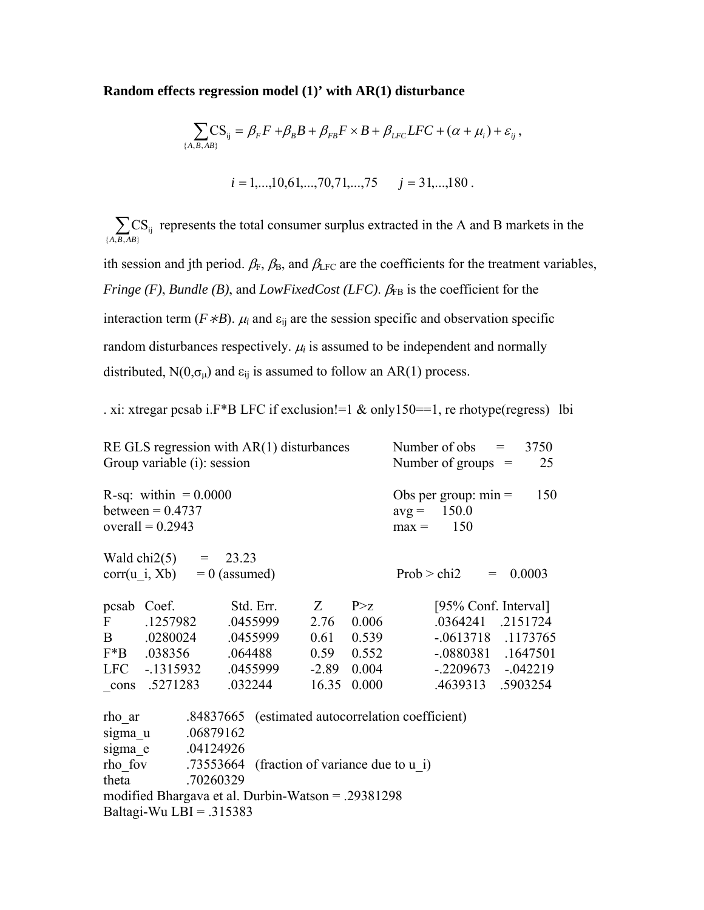**Random effects regression model (1)' with AR(1) disturbance**

$$\sum_{\{A,B,AB\}} \mathrm{CS}_{ij} = \beta_F F + \beta_B B + \beta_{FB} F \times B + \beta_{LFC} LFC + (\alpha + \mu_i) + \varepsilon_{ij} \,,$$

$$i = 1,...,10,61,...,70,71,...,75 \qquad j = 31,...,180 \,.$$

$\sum_{\{A,B,AB\}} \mathrm{CS}_{ij}$ represents the total consumer surplus extracted in the A and B markets in the ith session and jth period. $\beta_F$, $\beta_B$, and $\beta_{LFC}$ are the coefficients for the treatment variables, *Fringe (F)*, *Bundle (B)*, and *LowFixedCost (LFC)*. $\beta_{FB}$ is the coefficient for the interaction term ($F*B$). $\mu_i$ and $\varepsilon_{ij}$ are the session specific and observation specific random disturbances respectively. $\mu_i$ is assumed to be independent and normally distributed, $N(0,\sigma_\mu)$ and $\varepsilon_{ij}$ is assumed to follow an AR(1) process.

```
. xi: xtregar pcsab i.F*B LFC if exclusion!=1 & only150==1, re rhotype(regress)   lbi
```

RE GLS regression with AR(1) disturbances &emsp; Number of obs = 3750
Group variable (i): session &emsp; Number of groups = 25

R-sq: within = 0.0000 &emsp; Obs per group: min = 150
between = 0.4737 &emsp; avg = 150.0
overall = 0.2943 &emsp; max = 150

Wald chi2(5) = 23.23
corr(u_i, Xb) = 0 (assumed) &emsp; Prob > chi2 = 0.0003

| pcsab | Coef. | Std. Err. | Z | P>z | [95% Conf. Interval] | |
|---|---|---|---|---|---|---|
| F | .1257982 | .0455999 | 2.76 | 0.006 | .0364241 | .2151724 |
| B | .0280024 | .0455999 | 0.61 | 0.539 | -.0613718 | .1173765 |
| F*B | .038356 | .064488 | 0.59 | 0.552 | -.0880381 | .1647501 |
| LFC | -.1315932 | .0455999 | -2.89 | 0.004 | -.2209673 | -.042219 |
| _cons | .5271283 | .032244 | 16.35 | 0.000 | .4639313 | .5903254 |

rho_ar .84837665 (estimated autocorrelation coefficient)
sigma_u .06879162
sigma_e .04124926
rho_fov .73553664 (fraction of variance due to u_i)
theta .70260329
modified Bhargava et al. Durbin-Watson = .29381298
Baltagi-Wu LBI = .315383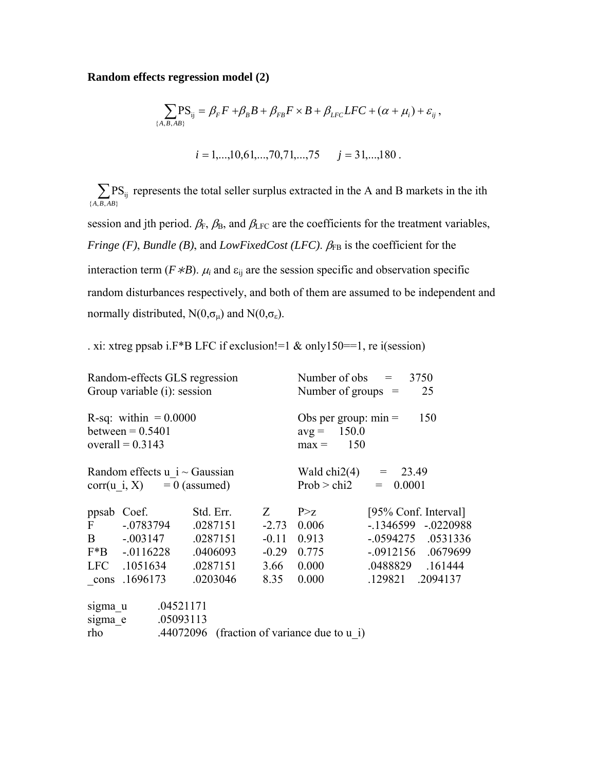**Random effects regression model (2)**

$$\sum_{\{A,B,AB\}} \mathrm{PS}_{ij} = \beta_F F + \beta_B B + \beta_{FB} F \times B + \beta_{LFC} LFC + (\alpha + \mu_i) + \varepsilon_{ij}\,,$$

$$i = 1,...,10,61,...,70,71,...,75 \qquad j = 31,...,180\,.$$

$\sum_{\{A,B,AB\}} \mathrm{PS}_{ij}$ represents the total seller surplus extracted in the A and B markets in the ith session and jth period. $\beta_F$, $\beta_B$, and $\beta_{LFC}$ are the coefficients for the treatment variables, *Fringe (F)*, *Bundle (B)*, and *LowFixedCost (LFC)*. $\beta_{FB}$ is the coefficient for the interaction term ($F*B$). $\mu_i$ and $\varepsilon_{ij}$ are the session specific and observation specific random disturbances respectively, and both of them are assumed to be independent and normally distributed, $N(0,\sigma_\mu)$ and $N(0,\sigma_\varepsilon)$.

```
. xi: xtreg ppsab i.F*B LFC if exclusion!=1 & only150==1, re i(session)

Random-effects GLS regression                Number of obs      =     3750
Group variable (i): session                  Number of groups   =       25

R-sq:  within  = 0.0000                      Obs per group: min =      150
between = 0.5401                             avg =    150.0
overall = 0.3143                             max =      150

Random effects u_i ~ Gaussian                Wald chi2(4)       =    23.49
corr(u_i, X)       = 0 (assumed)             Prob > chi2        =   0.0001
```

| ppsab | Coef. | Std. Err. | Z | P>z | [95% Conf. Interval] | |
|---|---|---|---|---|---|---|
| F | -.0783794 | .0287151 | -2.73 | 0.006 | -.1346599 | -.0220988 |
| B | -.003147 | .0287151 | -0.11 | 0.913 | -.0594275 | .0531336 |
| F*B | -.0116228 | .0406093 | -0.29 | 0.775 | -.0912156 | .0679699 |
| LFC | .1051634 | .0287151 | 3.66 | 0.000 | .0488829 | .161444 |
| _cons | .1696173 | .0203046 | 8.35 | 0.000 | .129821 | .2094137 |

```
sigma_u     .04521171
sigma_e     .05093113
rho         .44072096   (fraction of variance due to u_i)
```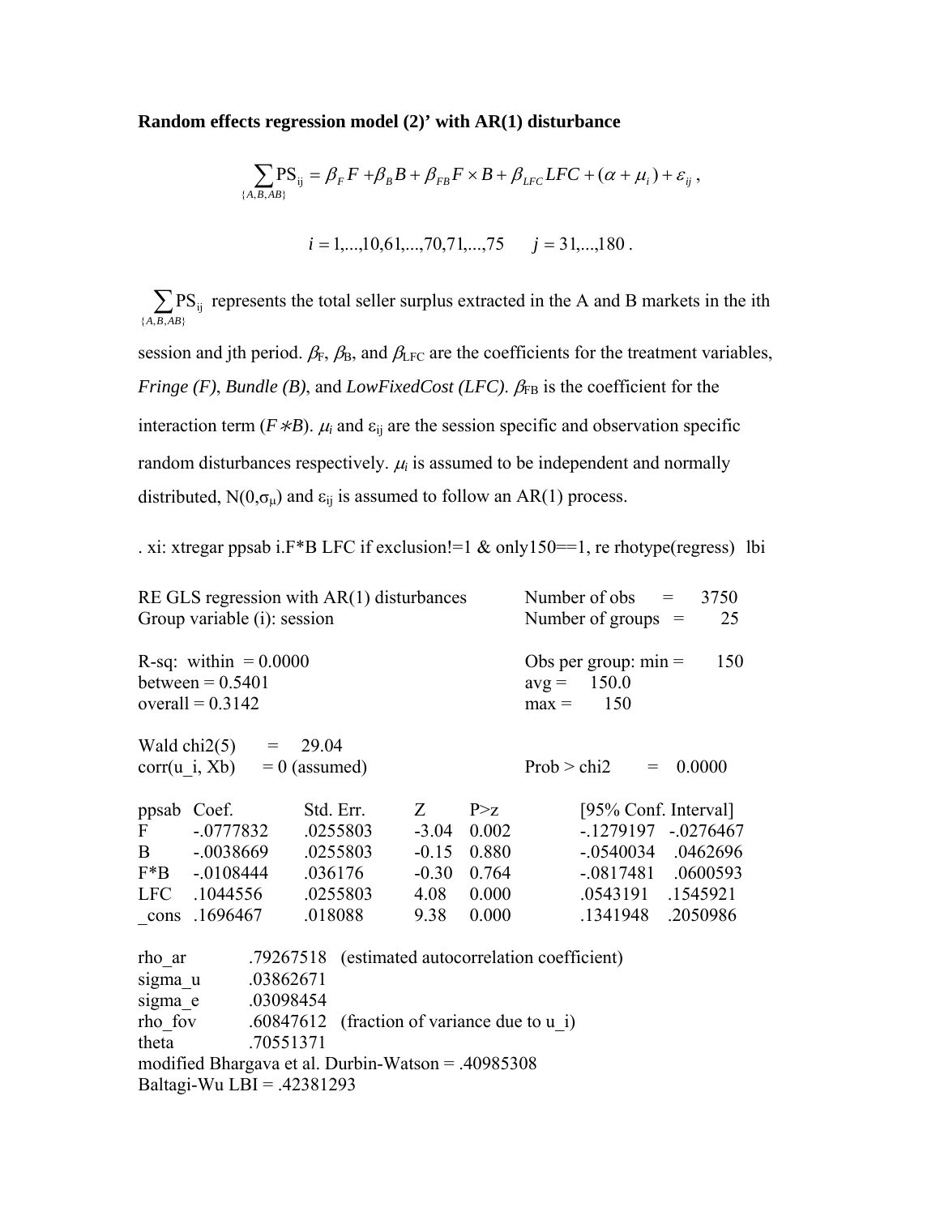**Random effects regression model (2)' with AR(1) disturbance**

$$\sum_{\{A,B,AB\}} \mathrm{PS}_{\mathrm{ij}} = \beta_F F + \beta_B B + \beta_{FB} F \times B + \beta_{LFC} LFC + (\alpha + \mu_i) + \varepsilon_{ij} \,,$$

$$i = 1,...,10,61,...,70,71,...,75 \qquad j = 31,...,180 \,.$$

$\sum_{\{A,B,AB\}} \mathrm{PS}_{\mathrm{ij}}$ represents the total seller surplus extracted in the A and B markets in the ith session and jth period. $\beta_F$, $\beta_B$, and $\beta_{LFC}$ are the coefficients for the treatment variables, *Fringe (F)*, *Bundle (B)*, and *LowFixedCost (LFC)*. $\beta_{FB}$ is the coefficient for the interaction term ($F*B$). $\mu_i$ and $\varepsilon_{ij}$ are the session specific and observation specific random disturbances respectively. $\mu_i$ is assumed to be independent and normally distributed, $N(0,\sigma_\mu)$ and $\varepsilon_{ij}$ is assumed to follow an AR(1) process.

```
. xi: xtregar ppsab i.F*B LFC if exclusion!=1 & only150==1, re rhotype(regress)  lbi

RE GLS regression with AR(1) disturbances         Number of obs      =     3750
Group variable (i): session                       Number of groups   =       25

R-sq:  within  = 0.0000                           Obs per group: min =      150
between = 0.5401                                  avg =     150.0
overall = 0.3142                                  max =       150

Wald chi2(5)       =     29.04
corr(u_i, Xb)      = 0 (assumed)                  Prob > chi2        =    0.0000

ppsab   Coef.        Std. Err.    Z       P>z        [95% Conf. Interval]
F       -.0777832    .0255803     -3.04   0.002      -.1279197   -.0276467
B       -.0038669    .0255803     -0.15   0.880      -.0540034    .0462696
F*B     -.0108444    .036176      -0.30   0.764      -.0817481    .0600593
LFC      .1044556    .0255803      4.08   0.000       .0543191    .1545921
_cons    .1696467    .018088       9.38   0.000       .1341948    .2050986

rho_ar        .79267518   (estimated autocorrelation coefficient)
sigma_u       .03862671
sigma_e       .03098454
rho_fov       .60847612   (fraction of variance due to u_i)
theta         .70551371
modified Bhargava et al. Durbin-Watson = .40985308
Baltagi-Wu LBI = .42381293
```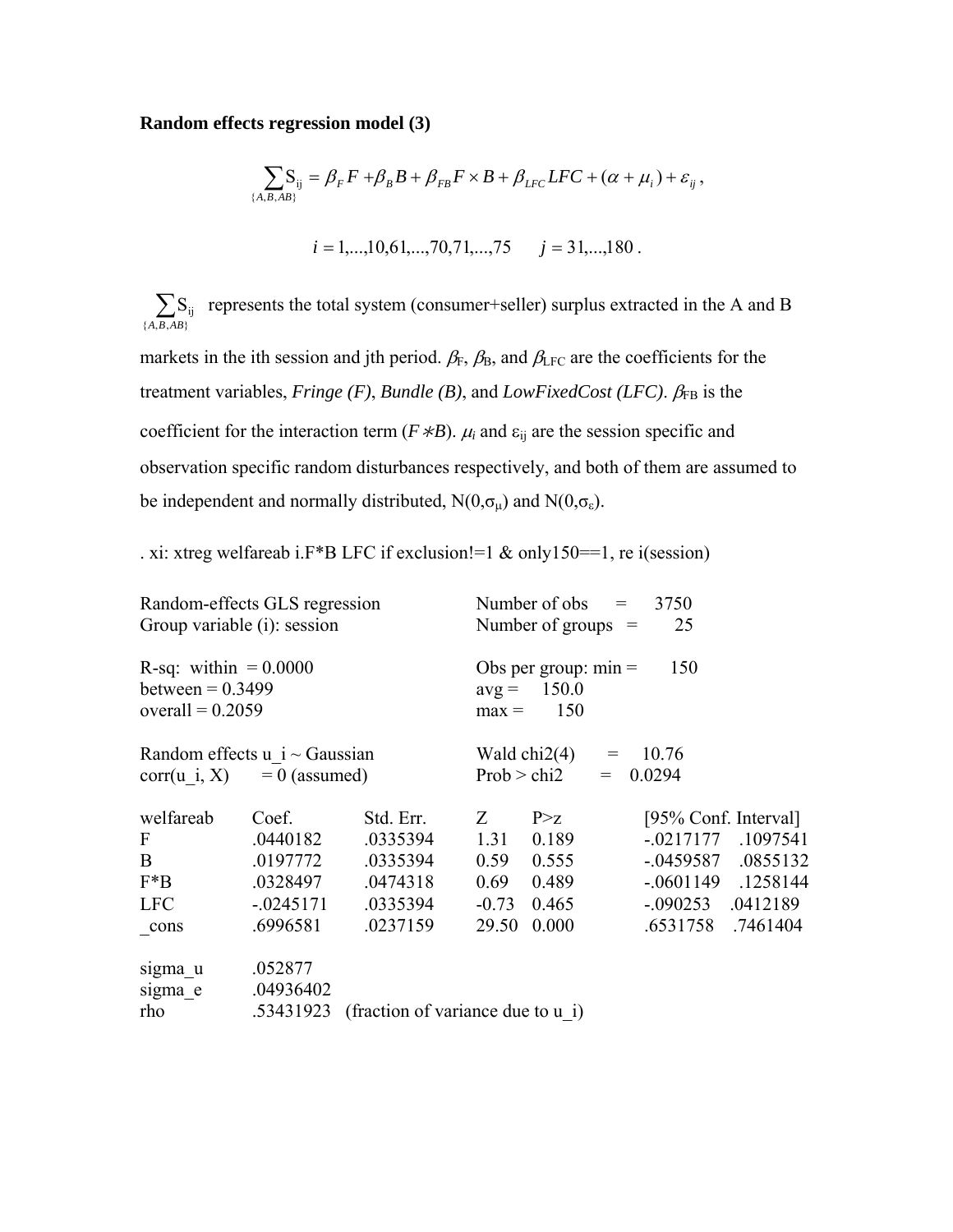**Random effects regression model (3)**

$$\sum_{\{A,B,AB\}} \mathrm{S}_{\mathrm{ij}} = \beta_F F + \beta_B B + \beta_{FB} F \times B + \beta_{LFC} LFC + (\alpha + \mu_i) + \varepsilon_{ij},$$

$$i = 1,...,10,61,...,70,71,...,75 \qquad j = 31,...,180 .$$

$\sum_{\{A,B,AB\}} \mathrm{S}_{\mathrm{ij}}$ represents the total system (consumer+seller) surplus extracted in the A and B markets in the ith session and jth period. $\beta_{\mathrm{F}}$, $\beta_{\mathrm{B}}$, and $\beta_{\mathrm{LFC}}$ are the coefficients for the treatment variables, *Fringe (F)*, *Bundle (B)*, and *LowFixedCost (LFC)*. $\beta_{\mathrm{FB}}$ is the coefficient for the interaction term ($F * B$). $\mu_i$ and $\varepsilon_{ij}$ are the session specific and observation specific random disturbances respectively, and both of them are assumed to be independent and normally distributed, $N(0,\sigma_\mu)$ and $N(0,\sigma_\varepsilon)$.

```
. xi: xtreg welfareab i.F*B LFC if exclusion!=1 & only150==1, re i(session)

Random-effects GLS regression              Number of obs      =      3750
Group variable (i): session                Number of groups   =        25

R-sq:  within  = 0.0000                    Obs per group: min =       150
       between = 0.3499                                   avg =     150.0
       overall = 0.2059                                   max =       150

Random effects u_i ~ Gaussian              Wald chi2(4)       =     10.76
corr(u_i, X)       = 0 (assumed)           Prob > chi2        =    0.0294
```

| welfareab | Coef. | Std. Err. | Z | P>z | [95% Conf. Interval] | |
|---|---|---|---|---|---|---|
| F | .0440182 | .0335394 | 1.31 | 0.189 | -.0217177 | .1097541 |
| B | .0197772 | .0335394 | 0.59 | 0.555 | -.0459587 | .0855132 |
| F*B | .0328497 | .0474318 | 0.69 | 0.489 | -.0601149 | .1258144 |
| LFC | -.0245171 | .0335394 | -0.73 | 0.465 | -.090253 | .0412189 |
| _cons | .6996581 | .0237159 | 29.50 | 0.000 | .6531758 | .7461404 |

```
sigma_u   .052877
sigma_e   .04936402
rho       .53431923   (fraction of variance due to u_i)
```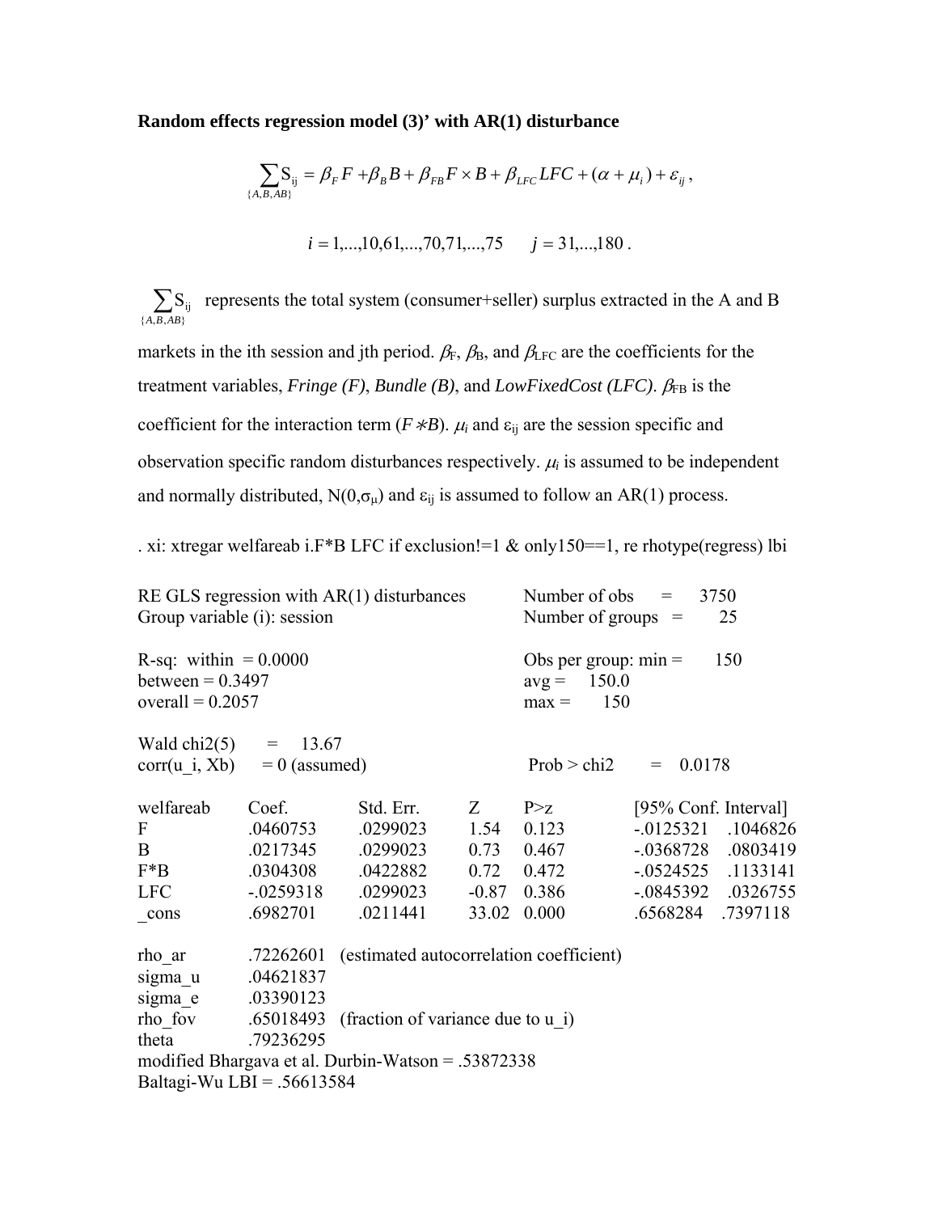**Random effects regression model (3)' with AR(1) disturbance**

$$\sum_{\{A,B,AB\}} \mathrm{S}_{ij} = \beta_F F + \beta_B B + \beta_{FB} F \times B + \beta_{LFC} LFC + (\alpha + \mu_i) + \varepsilon_{ij} \,,$$

$$i = 1,...,10,61,...,70,71,...,75 \qquad j = 31,...,180 \,.$$

$\sum_{\{A,B,AB\}} \mathrm{S}_{ij}$ represents the total system (consumer+seller) surplus extracted in the A and B markets in the ith session and jth period. $\beta_F$, $\beta_B$, and $\beta_{LFC}$ are the coefficients for the treatment variables, *Fringe (F)*, *Bundle (B)*, and *LowFixedCost (LFC)*. $\beta_{FB}$ is the coefficient for the interaction term ($F * B$). $\mu_i$ and $\varepsilon_{ij}$ are the session specific and observation specific random disturbances respectively. $\mu_i$ is assumed to be independent and normally distributed, $N(0,\sigma_\mu)$ and $\varepsilon_{ij}$ is assumed to follow an AR(1) process.

```
. xi: xtregar welfareab i.F*B LFC if exclusion!=1 & only150==1, re rhotype(regress) lbi

RE GLS regression with AR(1) disturbances         Number of obs      =      3750
Group variable (i): session                       Number of groups   =        25

R-sq:  within  = 0.0000                           Obs per group: min =       150
       between = 0.3497                                          avg =     150.0
       overall = 0.2057                                          max =       150

Wald chi2(5)       =     13.67
corr(u_i, Xb)      = 0 (assumed)                   Prob > chi2        =    0.0178

welfareab    Coef.        Std. Err.     Z        P>z       [95% Conf. Interval]
F            .0460753     .0299023      1.54     0.123     -.0125321    .1046826
B            .0217345     .0299023      0.73     0.467     -.0368728    .0803419
F*B          .0304308     .0422882      0.72     0.472     -.0524525    .1133141
LFC          -.0259318    .0299023      -0.87    0.386     -.0845392    .0326755
_cons        .6982701     .0211441      33.02    0.000     .6568284     .7397118

rho_ar       .72262601   (estimated autocorrelation coefficient)
sigma_u      .04621837
sigma_e      .03390123
rho_fov      .65018493   (fraction of variance due to u_i)
theta        .79236295
modified Bhargava et al. Durbin-Watson = .53872338
Baltagi-Wu LBI = .56613584
```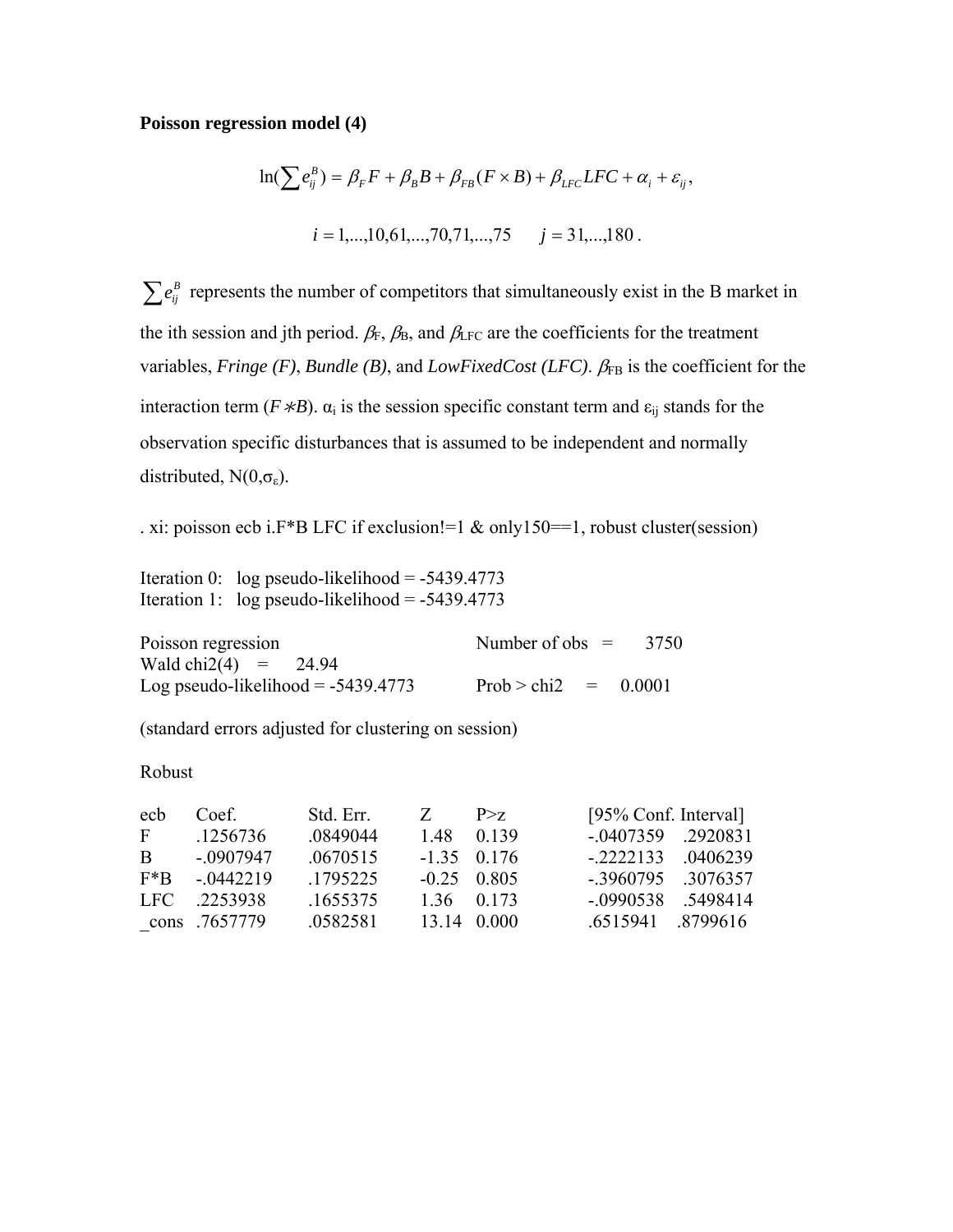**Poisson regression model (4)**

$$\ln(\sum e_{ij}^{B}) = \beta_F F + \beta_B B + \beta_{FB}(F \times B) + \beta_{LFC} LFC + \alpha_i + \varepsilon_{ij},$$

$$i = 1,...,10,61,...,70,71,...,75 \qquad j = 31,...,180\,.$$

$\sum e_{ij}^{B}$ represents the number of competitors that simultaneously exist in the B market in the ith session and jth period. $\beta_F$, $\beta_B$, and $\beta_{LFC}$ are the coefficients for the treatment variables, *Fringe (F)*, *Bundle (B)*, and *LowFixedCost (LFC)*. $\beta_{FB}$ is the coefficient for the interaction term ($F * B$). $\alpha_i$ is the session specific constant term and $\varepsilon_{ij}$ stands for the observation specific disturbances that is assumed to be independent and normally distributed, $N(0,\sigma_\varepsilon)$.

```
. xi: poisson ecb i.F*B LFC if exclusion!=1 & only150==1, robust cluster(session)

Iteration 0:   log pseudo-likelihood = -5439.4773
Iteration 1:   log pseudo-likelihood = -5439.4773

Poisson regression                              Number of obs   =      3750
Wald chi2(4)    =      24.94
Log pseudo-likelihood = -5439.4773              Prob > chi2     =    0.0001

(standard errors adjusted for clustering on session)

Robust
```

| ecb | Coef. | Std. Err. | Z | P>z | [95% Conf. | Interval] |
|---|---|---|---|---|---|---|
| F | .1256736 | .0849044 | 1.48 | 0.139 | -.0407359 | .2920831 |
| B | -.0907947 | .0670515 | -1.35 | 0.176 | -.2222133 | .0406239 |
| F*B | -.0442219 | .1795225 | -0.25 | 0.805 | -.3960795 | .3076357 |
| LFC | .2253938 | .1655375 | 1.36 | 0.173 | -.0990538 | .5498414 |
| _cons | .7657779 | .0582581 | 13.14 | 0.000 | .6515941 | .8799616 |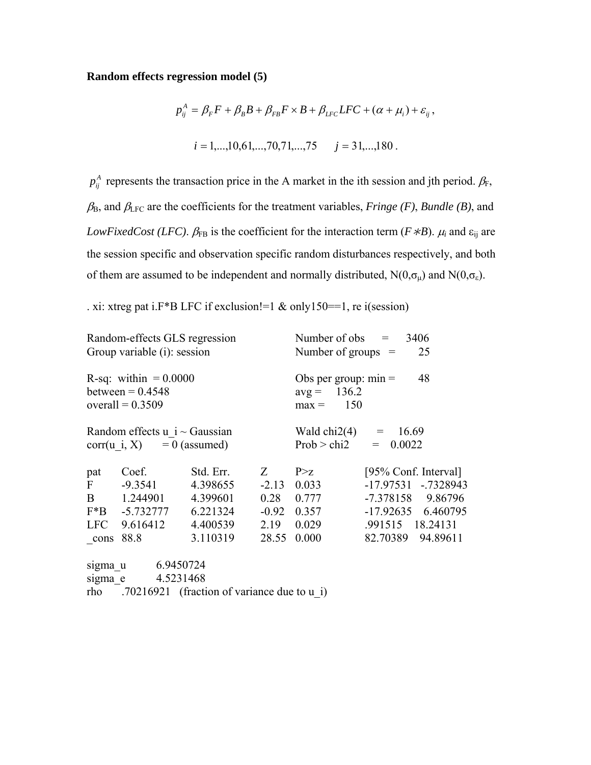**Random effects regression model (5)**

$$p_{ij}^{A} = \beta_F F + \beta_B B + \beta_{FB} F \times B + \beta_{LFC} LFC + (\alpha + \mu_i) + \varepsilon_{ij} \,,$$

$$i = 1,...,10,61,...,70,71,...,75 \qquad j = 31,...,180\,.$$

$p_{ij}^{A}$ represents the transaction price in the A market in the ith session and jth period. $\beta_F$, $\beta_B$, and $\beta_{LFC}$ are the coefficients for the treatment variables, *Fringe (F)*, *Bundle (B)*, and *LowFixedCost (LFC)*. $\beta_{FB}$ is the coefficient for the interaction term ($F * B$). $\mu_i$ and $\varepsilon_{ij}$ are the session specific and observation specific random disturbances respectively, and both of them are assumed to be independent and normally distributed, $N(0,\sigma_\mu)$ and $N(0,\sigma_\varepsilon)$.

```
. xi: xtreg pat i.F*B LFC if exclusion!=1 & only150==1, re i(session)

Random-effects GLS regression              Number of obs      =     3406
Group variable (i): session                Number of groups   =       25

R-sq:  within  = 0.0000                    Obs per group: min =       48
between = 0.4548                           avg =    136.2
overall = 0.3509                           max =      150

Random effects u_i ~ Gaussian              Wald chi2(4)       =    16.69
corr(u_i, X)      = 0 (assumed)            Prob > chi2        =   0.0022

pat     Coef.        Std. Err.    Z       P>z       [95% Conf. Interval]
F       -9.3541      4.398655     -2.13   0.033     -17.97531   -.7328943
B       1.244901     4.399601     0.28    0.777     -7.378158    9.86796
F*B     -5.732777    6.221324     -0.92   0.357     -17.92635    6.460795
LFC     9.616412     4.400539     2.19    0.029     .991515     18.24131
_cons   88.8         3.110319     28.55   0.000     82.70389    94.89611

sigma_u        6.9450724
sigma_e        4.5231468
rho      .70216921   (fraction of variance due to u_i)
```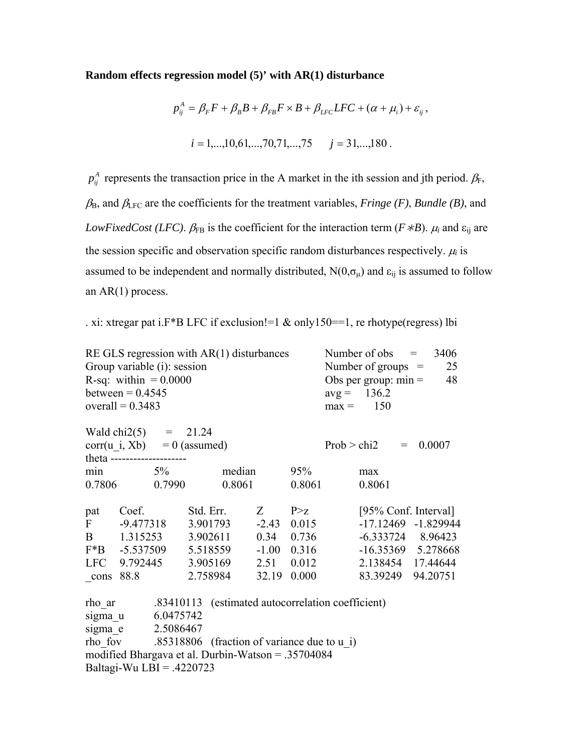**Random effects regression model (5)' with AR(1) disturbance**

$$p_{ij}^{A} = \beta_F F + \beta_B B + \beta_{FB} F \times B + \beta_{LFC} LFC + (\alpha + \mu_i) + \varepsilon_{ij} ,$$

$$i = 1,...,10,61,...,70,71,...,75 \qquad j = 31,...,180 .$$

$p_{ij}^{A}$ represents the transaction price in the A market in the ith session and jth period. $\beta_F$, $\beta_B$, and $\beta_{LFC}$ are the coefficients for the treatment variables, *Fringe (F)*, *Bundle (B)*, and *LowFixedCost (LFC)*. $\beta_{FB}$ is the coefficient for the interaction term ($F * B$). $\mu_i$ and $\varepsilon_{ij}$ are the session specific and observation specific random disturbances respectively. $\mu_i$ is assumed to be independent and normally distributed, $N(0,\sigma_\mu)$ and $\varepsilon_{ij}$ is assumed to follow an AR(1) process.

```
. xi: xtregar pat i.F*B LFC if exclusion!=1 & only150==1, re rhotype(regress) lbi

RE GLS regression with AR(1) disturbances          Number of obs      =    3406
Group variable (i): session                        Number of groups   =      25
R-sq:  within  = 0.0000                            Obs per group: min =      48
between = 0.4545                                   avg =    136.2
overall = 0.3483                                   max =      150

Wald chi2(5)       =    21.24
corr(u_i, Xb)      = 0 (assumed)                   Prob > chi2        =  0.0007
theta --------------------
min          5%           median       95%          max
0.7806       0.7990       0.8061       0.8061       0.8061

pat     Coef.        Std. Err.    Z       P>z        [95% Conf. Interval]
F       -9.477318    3.901793     -2.43   0.015      -17.12469   -1.829944
B       1.315253     3.902611     0.34    0.736      -6.333724    8.96423
F*B     -5.537509    5.518559     -1.00   0.316      -16.35369    5.278668
LFC     9.792445     3.905169     2.51    0.012      2.138454    17.44644
_cons   88.8         2.758984     32.19   0.000      83.39249    94.20751

rho_ar        .83410113   (estimated autocorrelation coefficient)
sigma_u       6.0475742
sigma_e       2.5086467
rho_fov       .85318806   (fraction of variance due to u_i)
modified Bhargava et al. Durbin-Watson = .35704084
Baltagi-Wu LBI = .4220723
```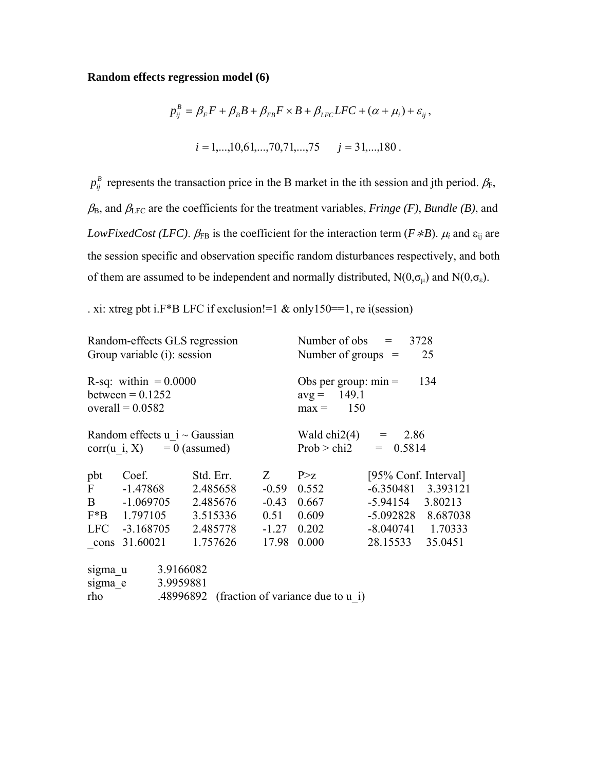**Random effects regression model (6)**

$$p_{ij}^{B} = \beta_F F + \beta_B B + \beta_{FB} F \times B + \beta_{LFC} LFC + (\alpha + \mu_i) + \varepsilon_{ij} \,,$$

$$i = 1,...,10,61,...,70,71,...,75 \qquad j = 31,...,180 \,.$$

$p_{ij}^{B}$ represents the transaction price in the B market in the ith session and jth period. $\beta_F$, $\beta_B$, and $\beta_{LFC}$ are the coefficients for the treatment variables, *Fringe (F)*, *Bundle (B)*, and *LowFixedCost (LFC)*. $\beta_{FB}$ is the coefficient for the interaction term ($F * B$). $\mu_i$ and $\varepsilon_{ij}$ are the session specific and observation specific random disturbances respectively, and both of them are assumed to be independent and normally distributed, $N(0,\sigma_\mu)$ and $N(0,\sigma_\varepsilon)$.

```
. xi: xtreg pbt i.F*B LFC if exclusion!=1 & only150==1, re i(session)

Random-effects GLS regression              Number of obs      =     3728
Group variable (i): session                Number of groups   =       25

R-sq:  within  = 0.0000                    Obs per group: min =      134
       between = 0.1252                                   avg =    149.1
       overall = 0.0582                                   max =      150

Random effects u_i ~ Gaussian              Wald chi2(4)       =     2.86
corr(u_i, X)       = 0 (assumed)           Prob > chi2        =   0.5814

pbt     Coef.       Std. Err.    Z       P>z      [95% Conf. Interval]
F       -1.47868    2.485658     -0.59   0.552    -6.350481    3.393121
B       -1.069705   2.485676     -0.43   0.667    -5.94154     3.80213
F*B     1.797105    3.515336     0.51    0.609    -5.092828    8.687038
LFC     -3.168705   2.485778     -1.27   0.202    -8.040741    1.70333
_cons   31.60021    1.757626     17.98   0.000    28.15533     35.0451

sigma_u     3.9166082
sigma_e     3.9959881
rho         .48996892   (fraction of variance due to u_i)
```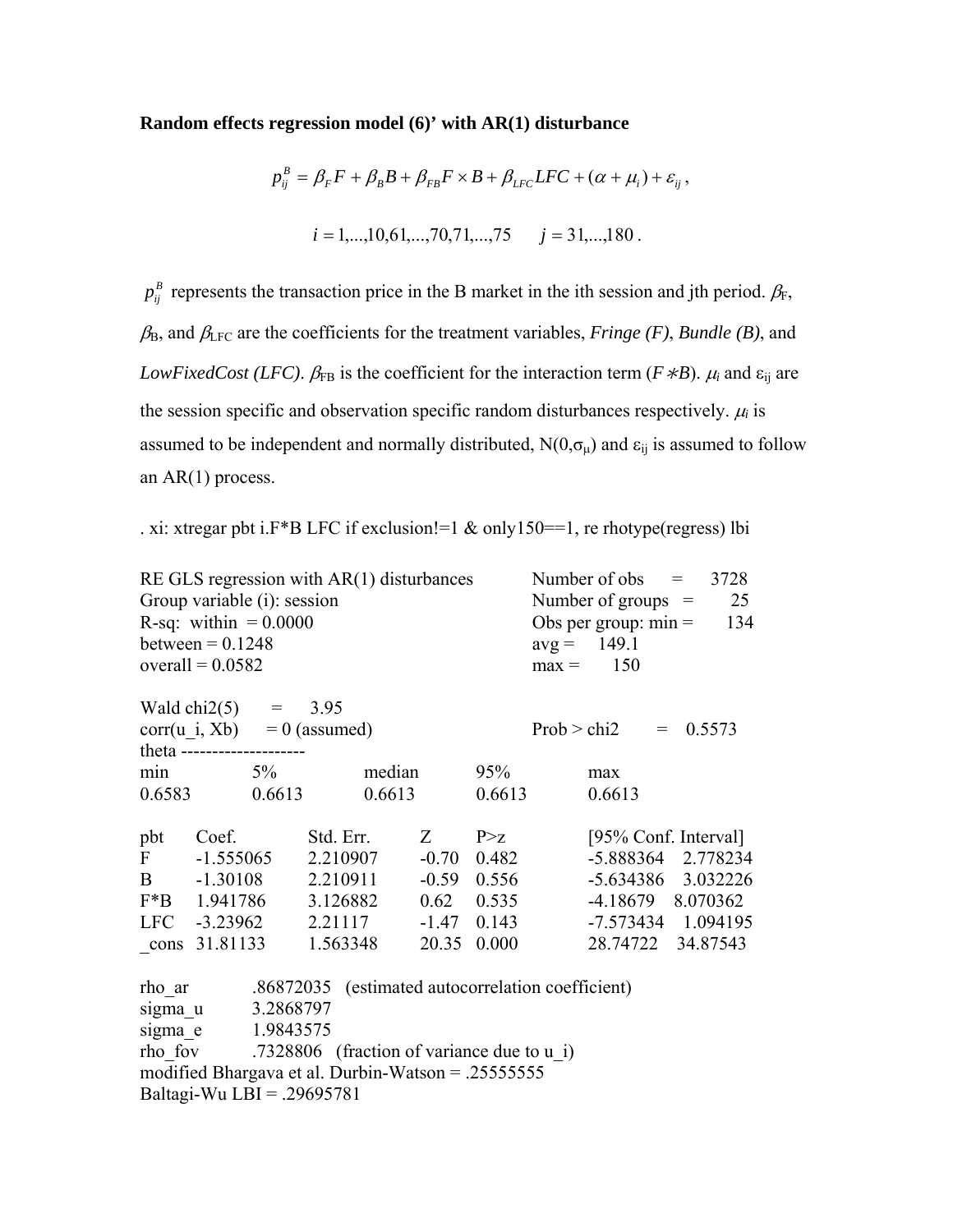**Random effects regression model (6)' with AR(1) disturbance**

$$p_{ij}^{B} = \beta_F F + \beta_B B + \beta_{FB} F \times B + \beta_{LFC} LFC + (\alpha + \mu_i) + \varepsilon_{ij} ,$$

$$i = 1,...,10,61,...,70,71,...,75 \qquad j = 31,...,180 .$$

$p_{ij}^{B}$ represents the transaction price in the B market in the ith session and jth period. $\beta_F$, $\beta_B$, and $\beta_{LFC}$ are the coefficients for the treatment variables, *Fringe (F)*, *Bundle (B)*, and *LowFixedCost (LFC)*. $\beta_{FB}$ is the coefficient for the interaction term ($F * B$). $\mu_i$ and $\varepsilon_{ij}$ are the session specific and observation specific random disturbances respectively. $\mu_i$ is assumed to be independent and normally distributed, $N(0,\sigma_\mu)$ and $\varepsilon_{ij}$ is assumed to follow an AR(1) process.

```
. xi: xtregar pbt i.F*B LFC if exclusion!=1 & only150==1, re rhotype(regress) lbi

RE GLS regression with AR(1) disturbances          Number of obs      =     3728
Group variable (i): session                        Number of groups   =       25
R-sq:  within  = 0.0000                            Obs per group: min =      134
between = 0.1248                                   avg =    149.1
overall = 0.0582                                   max =      150

Wald chi2(5)       =      3.95
corr(u_i, Xb)      = 0 (assumed)                   Prob > chi2        =   0.5573
theta --------------------
min           5%            median          95%            max
0.6583        0.6613        0.6613          0.6613         0.6613

pbt     Coef.         Std. Err.      Z       P>z         [95% Conf. Interval]
F       -1.555065     2.210907       -0.70   0.482       -5.888364    2.778234
B       -1.30108      2.210911       -0.59   0.556       -5.634386    3.032226
F*B     1.941786      3.126882       0.62    0.535       -4.18679     8.070362
LFC     -3.23962      2.21117        -1.47   0.143       -7.573434    1.094195
_cons   31.81133      1.563348       20.35   0.000       28.74722     34.87543

rho_ar        .86872035   (estimated autocorrelation coefficient)
sigma_u       3.2868797
sigma_e       1.9843575
rho_fov       .7328806    (fraction of variance due to u_i)
modified Bhargava et al. Durbin-Watson = .25555555
Baltagi-Wu LBI = .29695781
```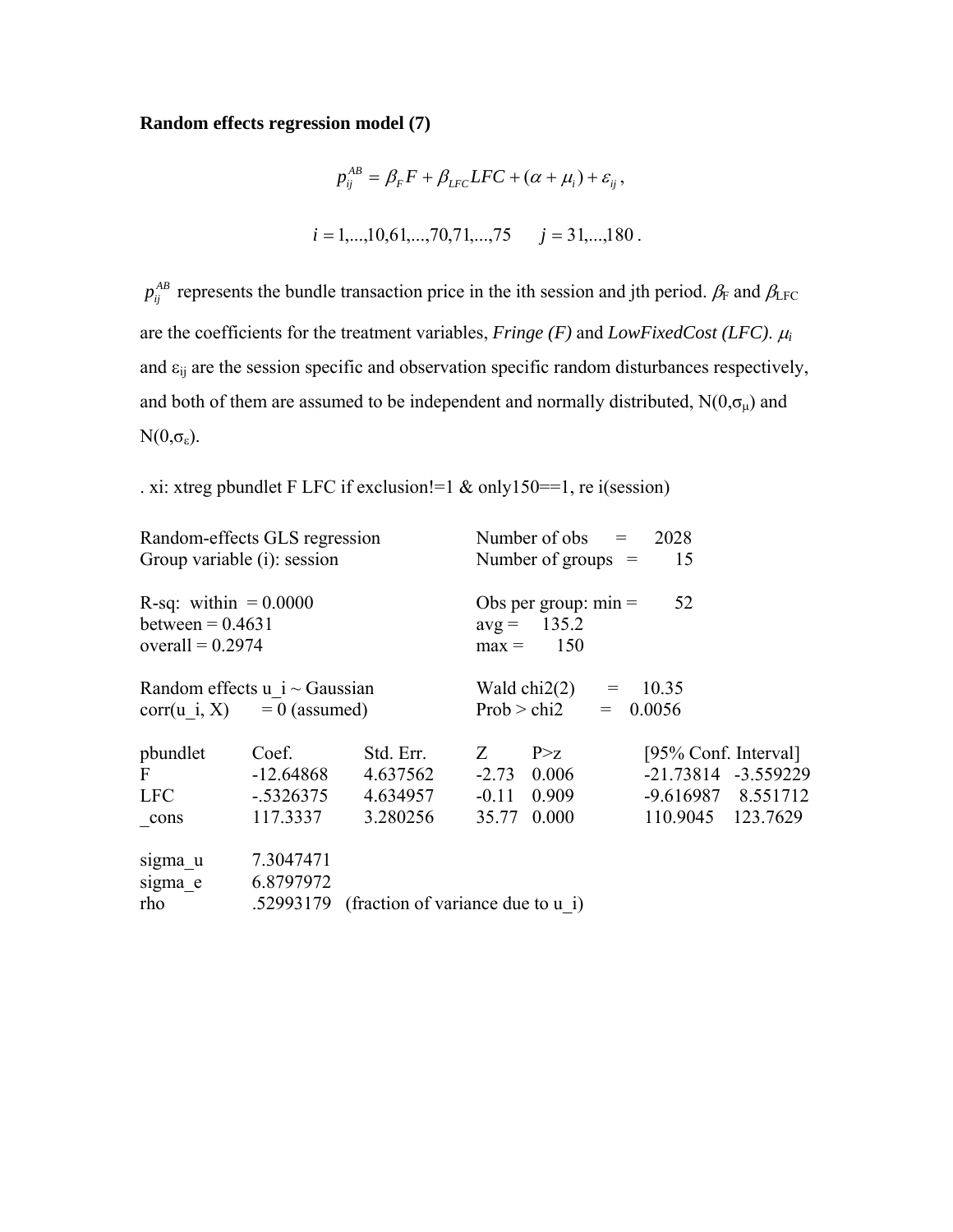**Random effects regression model (7)**

$$p_{ij}^{AB} = \beta_F F + \beta_{LFC} LFC + (\alpha + \mu_i) + \varepsilon_{ij},$$

$$i = 1,...,10, 61,...,70, 71,...,75 \qquad j = 31,...,180.$$

$p_{ij}^{AB}$ represents the bundle transaction price in the ith session and jth period. $\beta_F$ and $\beta_{LFC}$ are the coefficients for the treatment variables, *Fringe (F)* and *LowFixedCost (LFC). $\mu_i$* and $\varepsilon_{ij}$ are the session specific and observation specific random disturbances respectively, and both of them are assumed to be independent and normally distributed, $N(0,\sigma_\mu)$ and $N(0,\sigma_\varepsilon)$.

```
. xi: xtreg pbundlet F LFC if exclusion!=1 & only150==1, re i(session)

Random-effects GLS regression              Number of obs      =     2028
Group variable (i): session                Number of groups   =       15

R-sq:  within  = 0.0000                    Obs per group: min =       52
between = 0.4631                           avg =     135.2
overall = 0.2974                           max =       150

Random effects u_i ~ Gaussian              Wald chi2(2)       =    10.35
corr(u_i, X)       = 0 (assumed)           Prob > chi2        =   0.0056

pbundlet     Coef.        Std. Err.    Z       P>z        [95% Conf. Interval]
F            -12.64868    4.637562     -2.73   0.006      -21.73814   -3.559229
LFC          -.5326375    4.634957     -0.11   0.909      -9.616987    8.551712
_cons        117.3337     3.280256     35.77   0.000      110.9045    123.7629

sigma_u      7.3047471
sigma_e      6.8797972
rho          .52993179   (fraction of variance due to u_i)
```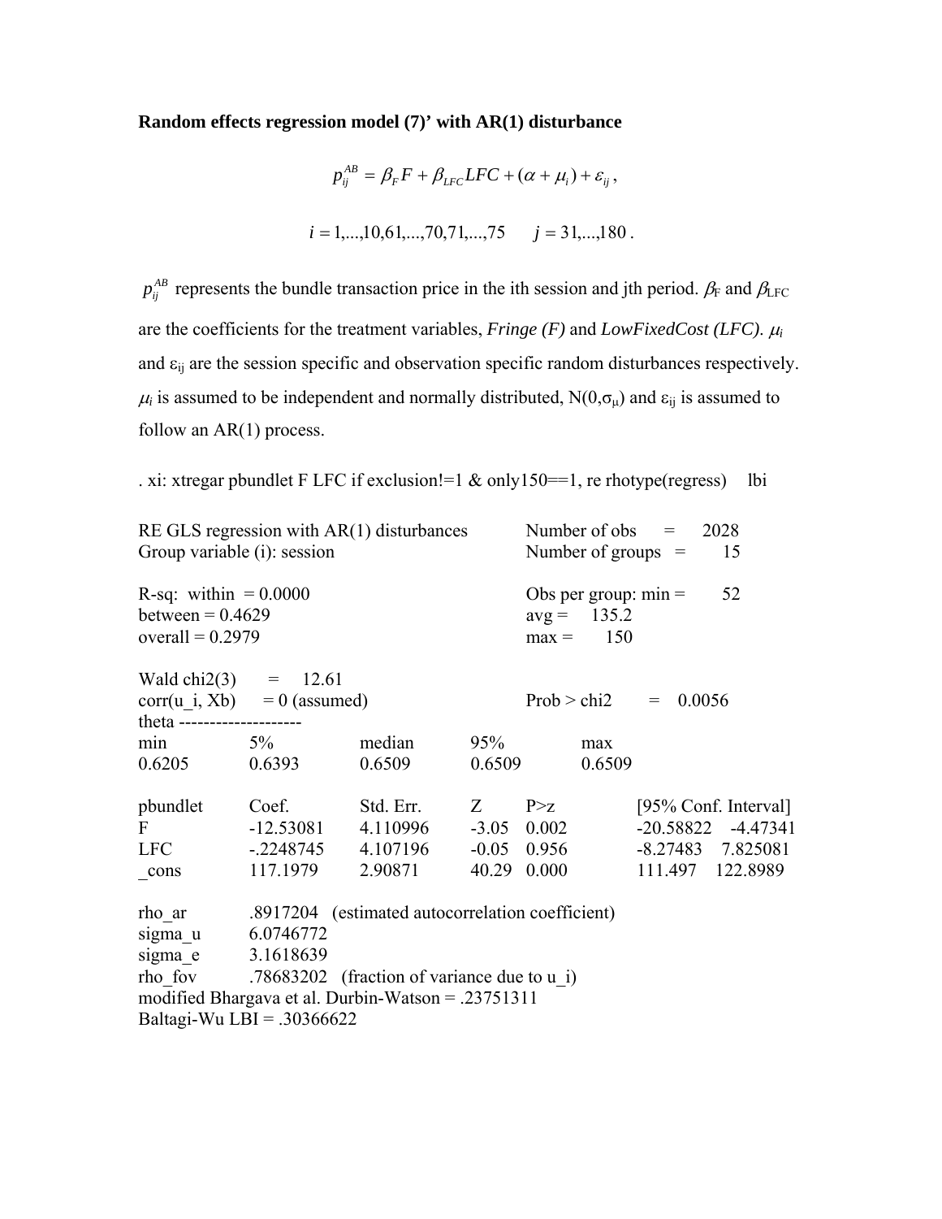**Random effects regression model (7)' with AR(1) disturbance**

$$p_{ij}^{AB} = \beta_F F + \beta_{LFC} LFC + (\alpha + \mu_i) + \varepsilon_{ij},$$

$$i = 1,...,10,61,...,70,71,...,75 \qquad j = 31,...,180 .$$

$p_{ij}^{AB}$ represents the bundle transaction price in the ith session and jth period. $\beta_F$ and $\beta_{LFC}$ are the coefficients for the treatment variables, *Fringe (F)* and *LowFixedCost (LFC)*. $\mu_i$ and $\varepsilon_{ij}$ are the session specific and observation specific random disturbances respectively. $\mu_i$ is assumed to be independent and normally distributed, $N(0,\sigma_\mu)$ and $\varepsilon_{ij}$ is assumed to follow an AR(1) process.

```
. xi: xtregar pbundlet F LFC if exclusion!=1 & only150==1, re rhotype(regress)    lbi

RE GLS regression with AR(1) disturbances          Number of obs      =     2028
Group variable (i): session                        Number of groups   =       15

R-sq:  within  = 0.0000                            Obs per group: min =       52
between = 0.4629                                   avg =     135.2
overall = 0.2979                                   max =       150

Wald chi2(3)       =     12.61
corr(u_i, Xb)      = 0 (assumed)                   Prob > chi2        =    0.0056
theta --------------------
min          5%           median       95%          max
0.6205       0.6393       0.6509       0.6509       0.6509

pbundlet     Coef.        Std. Err.    Z       P>z        [95% Conf. Interval]
F            -12.53081    4.110996     -3.05   0.002      -20.58822    -4.47341
LFC          -.2248745    4.107196     -0.05   0.956      -8.27483     7.825081
_cons        117.1979     2.90871      40.29   0.000      111.497      122.8989

rho_ar       .8917204   (estimated autocorrelation coefficient)
sigma_u      6.0746772
sigma_e      3.1618639
rho_fov      .78683202   (fraction of variance due to u_i)
modified Bhargava et al. Durbin-Watson = .23751311
Baltagi-Wu LBI = .30366622
```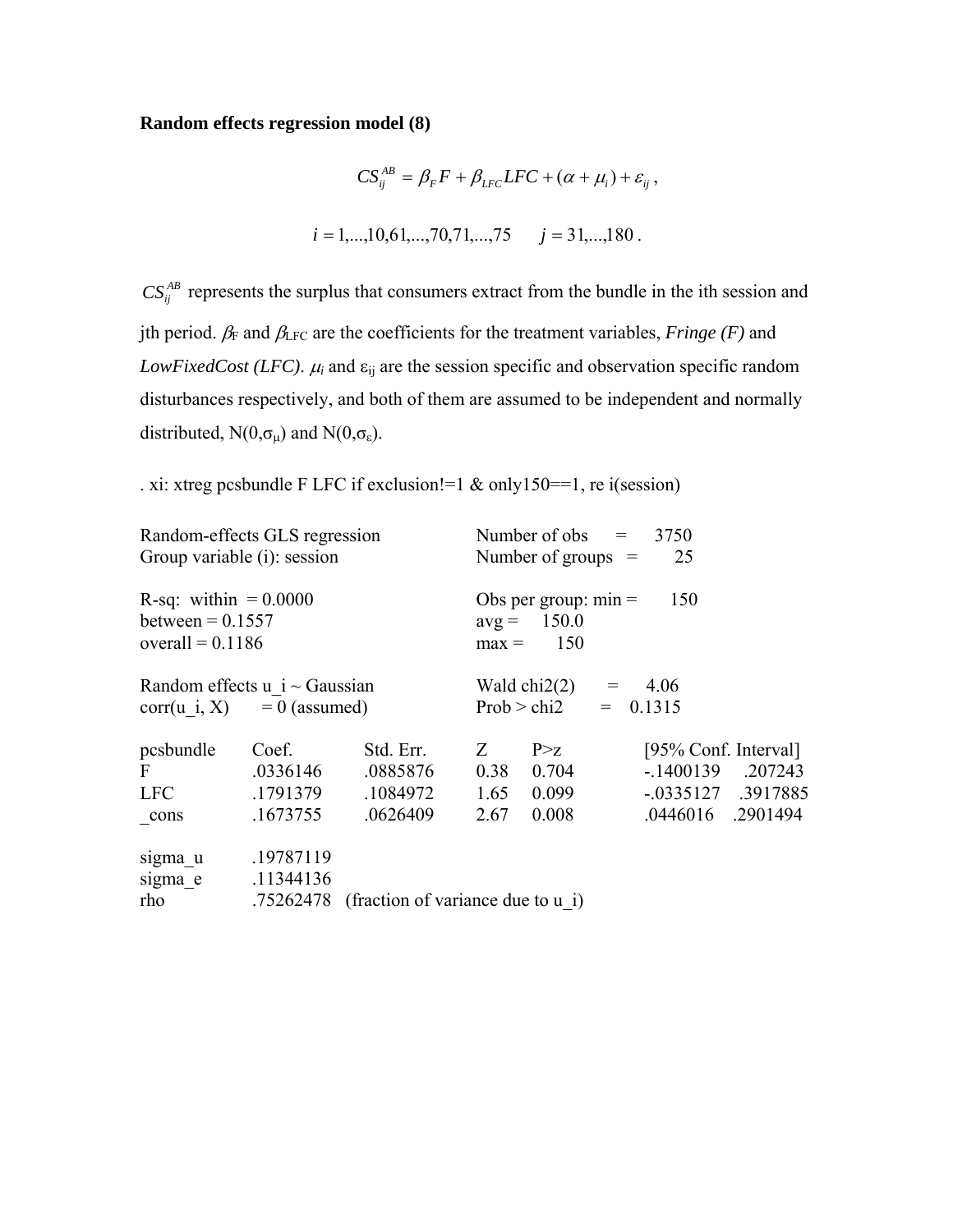**Random effects regression model (8)**

$$CS_{ij}^{AB} = \beta_F F + \beta_{LFC} LFC + (\alpha + \mu_i) + \varepsilon_{ij} ,$$

$$i = 1,...,10,61,...,70,71,...,75 \qquad j = 31,...,180 .$$

$CS_{ij}^{AB}$ represents the surplus that consumers extract from the bundle in the ith session and jth period. $\beta_F$ and $\beta_{LFC}$ are the coefficients for the treatment variables, *Fringe (F)* and *LowFixedCost (LFC)*. $\mu_i$ and $\varepsilon_{ij}$ are the session specific and observation specific random disturbances respectively, and both of them are assumed to be independent and normally distributed, $N(0,\sigma_\mu)$ and $N(0,\sigma_\varepsilon)$.

```
. xi: xtreg pcsbundle F LFC if exclusion!=1 & only150==1, re i(session)

Random-effects GLS regression                 Number of obs      =     3750
Group variable (i): session                   Number of groups   =       25

R-sq:  within  = 0.0000                       Obs per group: min =      150
between = 0.1557                              avg =     150.0
overall = 0.1186                              max =       150

Random effects u_i ~ Gaussian                 Wald chi2(2)       =     4.06
corr(u_i, X)       = 0 (assumed)              Prob > chi2        =   0.1315
```

| pcsbundle | Coef. | Std. Err. | Z | P>z | [95% Conf. Interval] | |
|---|---|---|---|---|---|---|
| F | .0336146 | .0885876 | 0.38 | 0.704 | -.1400139 | .207243 |
| LFC | .1791379 | .1084972 | 1.65 | 0.099 | -.0335127 | .3917885 |
| _cons | .1673755 | .0626409 | 2.67 | 0.008 | .0446016 | .2901494 |

```
sigma_u     .19787119
sigma_e     .11344136
rho         .75262478   (fraction of variance due to u_i)
```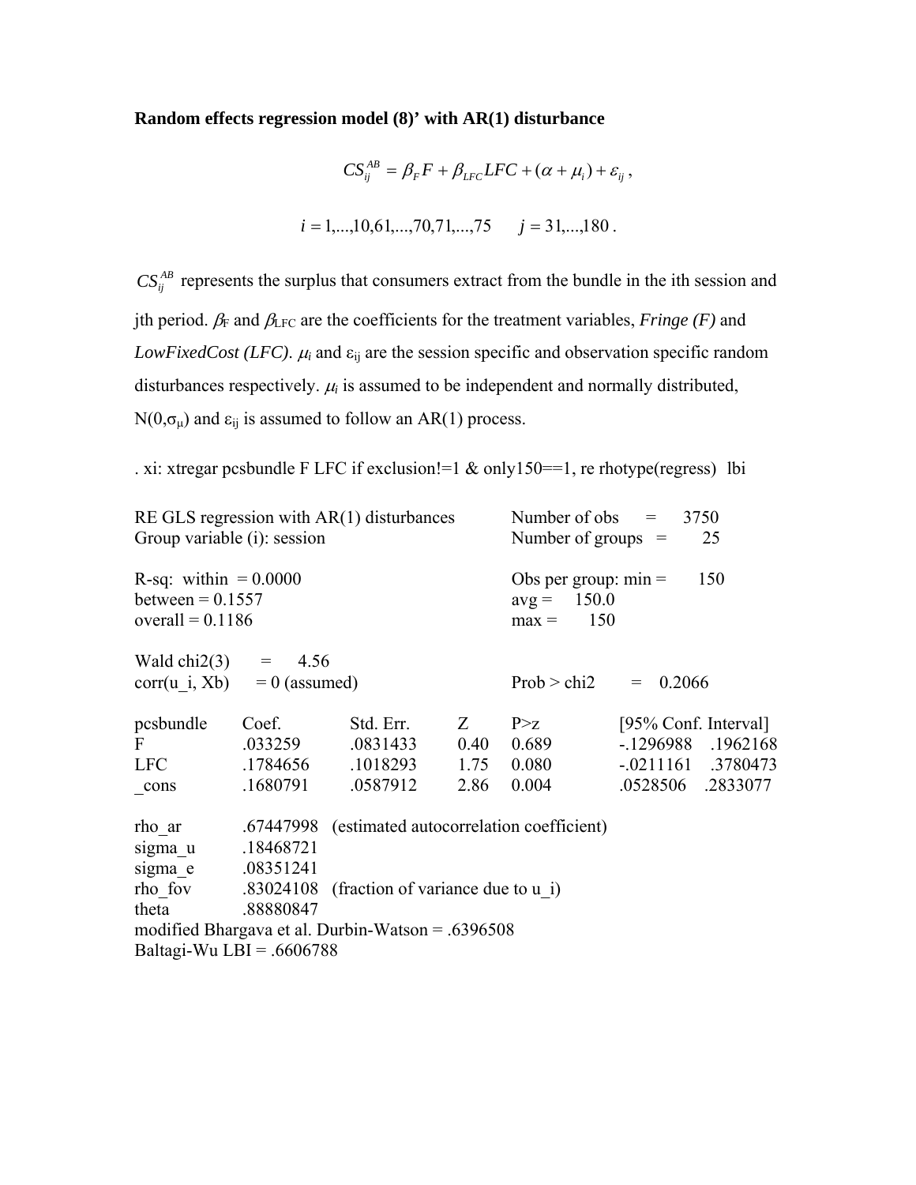**Random effects regression model (8)' with AR(1) disturbance**

$$CS_{ij}^{AB} = \beta_F F + \beta_{LFC} LFC + (\alpha + \mu_i) + \varepsilon_{ij} \, ,$$

$$i = 1,...,10,61,...,70,71,...,75 \qquad j = 31,...,180 \, .$$

$CS_{ij}^{AB}$ represents the surplus that consumers extract from the bundle in the ith session and jth period. $\beta_F$ and $\beta_{LFC}$ are the coefficients for the treatment variables, *Fringe (F)* and *LowFixedCost (LFC)*. $\mu_i$ and $\varepsilon_{ij}$ are the session specific and observation specific random disturbances respectively. $\mu_i$ is assumed to be independent and normally distributed, $N(0,\sigma_\mu)$ and $\varepsilon_{ij}$ is assumed to follow an AR(1) process.

```
. xi: xtregar pcsbundle F LFC if exclusion!=1 & only150==1, re rhotype(regress)  lbi

RE GLS regression with AR(1) disturbances          Number of obs      =     3750
Group variable (i): session                        Number of groups   =       25

R-sq:  within  = 0.0000                            Obs per group: min =      150
between = 0.1557                                   avg =    150.0
overall = 0.1186                                   max =      150

Wald chi2(3)       =      4.56
corr(u_i, Xb)      = 0 (assumed)                   Prob > chi2        =    0.2066

pcsbundle    Coef.        Std. Err.     Z       P>z        [95% Conf. Interval]
F            .033259      .0831433      0.40    0.689      -.1296988    .1962168
LFC          .1784656     .1018293      1.75    0.080      -.0211161    .3780473
_cons        .1680791     .0587912      2.86    0.004      .0528506     .2833077

rho_ar       .67447998   (estimated autocorrelation coefficient)
sigma_u      .18468721
sigma_e      .08351241
rho_fov      .83024108   (fraction of variance due to u_i)
theta        .88880847
modified Bhargava et al. Durbin-Watson = .6396508
Baltagi-Wu LBI = .6606788
```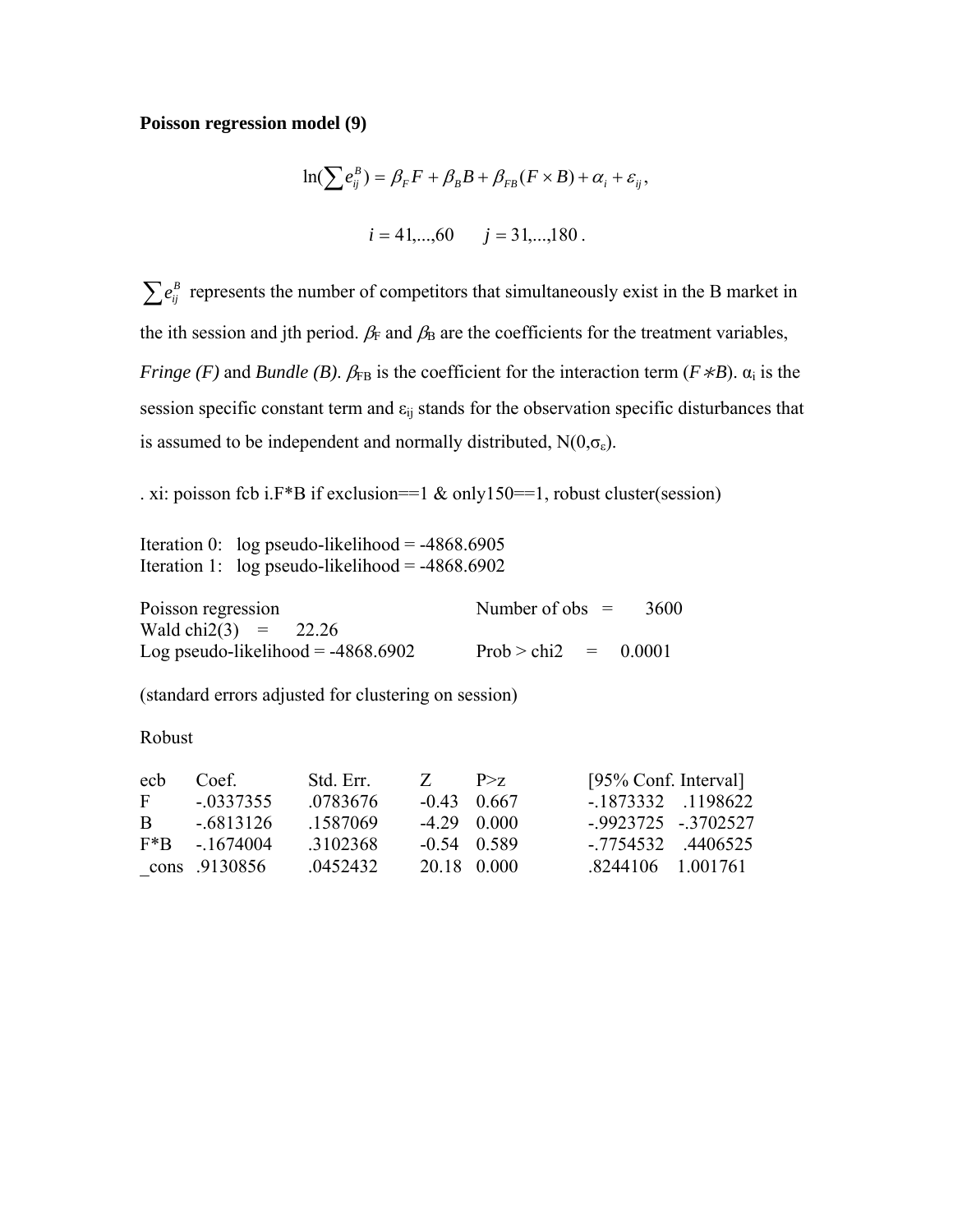**Poisson regression model (9)**

$$\ln(\sum e_{ij}^{B}) = \beta_F F + \beta_B B + \beta_{FB}(F \times B) + \alpha_i + \varepsilon_{ij},$$

$$i = 41,...,60 \qquad j = 31,...,180 .$$

$\sum e_{ij}^{B}$ represents the number of competitors that simultaneously exist in the B market in the ith session and jth period. $\beta_F$ and $\beta_B$ are the coefficients for the treatment variables, *Fringe (F)* and *Bundle (B)*. $\beta_{FB}$ is the coefficient for the interaction term ($F*B$). $\alpha_i$ is the session specific constant term and $\varepsilon_{ij}$ stands for the observation specific disturbances that is assumed to be independent and normally distributed, $N(0,\sigma_\varepsilon)$.

```
. xi: poisson fcb i.F*B if exclusion==1 & only150==1, robust cluster(session)

Iteration 0:   log pseudo-likelihood = -4868.6905
Iteration 1:   log pseudo-likelihood = -4868.6902

Poisson regression                          Number of obs   =      3600
Wald chi2(3)    =      22.26
Log pseudo-likelihood = -4868.6902          Prob > chi2     =    0.0001

(standard errors adjusted for clustering on session)
```

Robust

| ecb | Coef. | Std. Err. | Z | P>z | [95% Conf. Interval] | |
|---|---|---|---|---|---|---|
| F | -.0337355 | .0783676 | -0.43 | 0.667 | -.1873332 | .1198622 |
| B | -.6813126 | .1587069 | -4.29 | 0.000 | -.9923725 | -.3702527 |
| F*B | -.1674004 | .3102368 | -0.54 | 0.589 | -.7754532 | .4406525 |
| _cons | .9130856 | .0452432 | 20.18 | 0.000 | .8244106 | 1.001761 |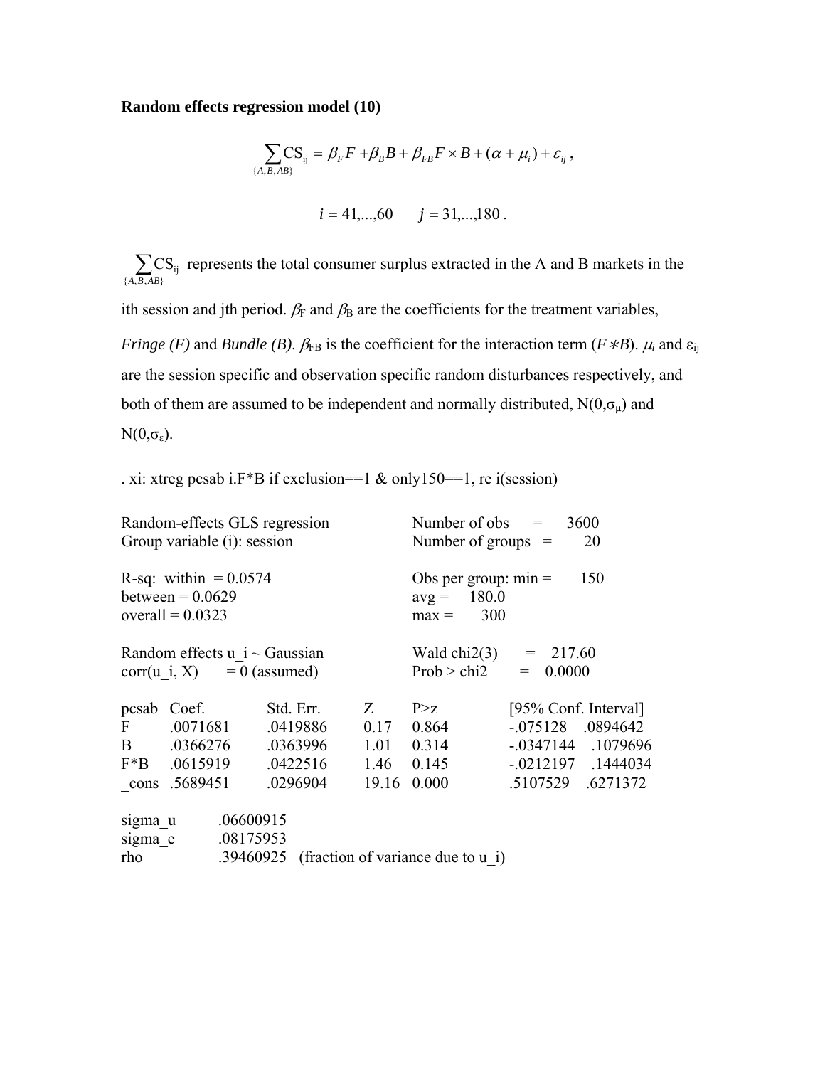**Random effects regression model (10)**

$$\sum_{\{A,B,AB\}} \mathrm{CS}_{ij} = \beta_F F + \beta_B B + \beta_{FB} F \times B + (\alpha + \mu_i) + \varepsilon_{ij} ,$$

$$i = 41,\ldots,60 \qquad j = 31,\ldots,180 .$$

$\sum_{\{A,B,AB\}} \mathrm{CS}_{ij}$ represents the total consumer surplus extracted in the A and B markets in the ith session and jth period. $\beta_F$ and $\beta_B$ are the coefficients for the treatment variables, *Fringe (F)* and *Bundle (B)*. $\beta_{FB}$ is the coefficient for the interaction term ($F*B$). $\mu_i$ and $\varepsilon_{ij}$ are the session specific and observation specific random disturbances respectively, and both of them are assumed to be independent and normally distributed, $N(0,\sigma_\mu)$ and $N(0,\sigma_\varepsilon)$.

```
. xi: xtreg pcsab i.F*B if exclusion==1 & only150==1, re i(session)

Random-effects GLS regression              Number of obs      =     3600
Group variable (i): session                Number of groups   =       20

R-sq:  within  = 0.0574                    Obs per group: min =      150
between = 0.0629                           avg =     180.0
overall = 0.0323                           max =       300

Random effects u_i ~ Gaussian              Wald chi2(3)       =   217.60
corr(u_i, X)       = 0 (assumed)           Prob > chi2        =   0.0000

pcsab   Coef.       Std. Err.    Z       P>z      [95% Conf. Interval]
F       .0071681    .0419886     0.17    0.864    -.075128    .0894642
B       .0366276    .0363996     1.01    0.314    -.0347144   .1079696
F*B     .0615919    .0422516     1.46    0.145    -.0212197   .1444034
_cons   .5689451    .0296904     19.16   0.000    .5107529    .6271372

sigma_u     .06600915
sigma_e     .08175953
rho         .39460925   (fraction of variance due to u_i)
```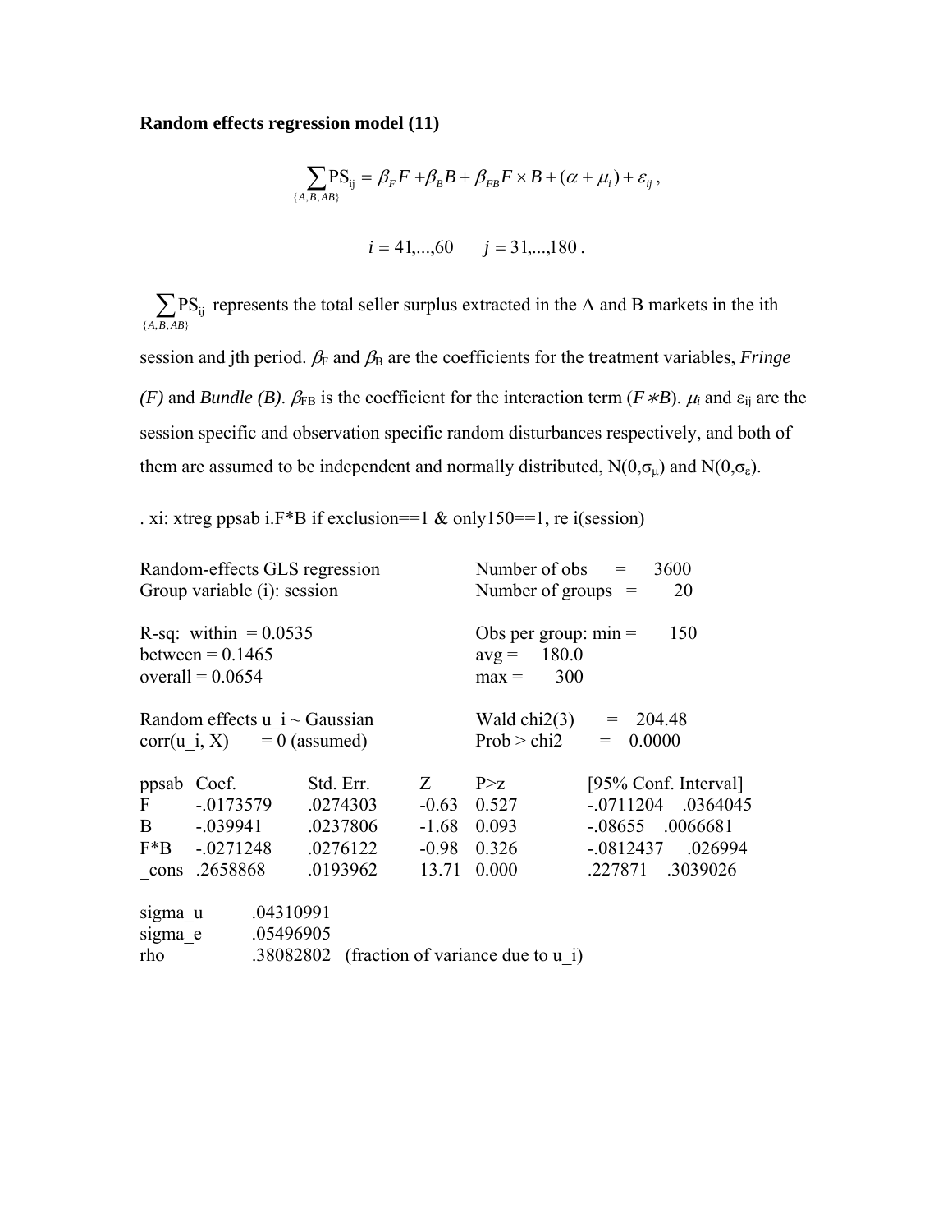**Random effects regression model (11)**

$$\sum_{\{A,B,AB\}} \mathrm{PS}_{ij} = \beta_F F + \beta_B B + \beta_{FB} F \times B + (\alpha + \mu_i) + \varepsilon_{ij}\,,$$

$$i = 41,...,60 \qquad j = 31,...,180\,.$$

$\sum_{\{A,B,AB\}} \mathrm{PS}_{ij}$ represents the total seller surplus extracted in the A and B markets in the ith session and jth period. $\beta_F$ and $\beta_B$ are the coefficients for the treatment variables, *Fringe (F)* and *Bundle (B)*. $\beta_{FB}$ is the coefficient for the interaction term ($F*B$). $\mu_i$ and $\varepsilon_{ij}$ are the session specific and observation specific random disturbances respectively, and both of them are assumed to be independent and normally distributed, $N(0,\sigma_\mu)$ and $N(0,\sigma_\varepsilon)$.

```
. xi: xtreg ppsab i.F*B if exclusion==1 & only150==1, re i(session)

Random-effects GLS regression              Number of obs      =     3600
Group variable (i): session                Number of groups   =       20

R-sq:  within  = 0.0535                    Obs per group: min =      150
       between = 0.1465                                   avg =    180.0
       overall = 0.0654                                   max =      300

Random effects u_i ~ Gaussian              Wald chi2(3)       =   204.48
corr(u_i, X)       = 0 (assumed)           Prob > chi2        =   0.0000

ppsab   Coef.       Std. Err.    Z       P>z      [95% Conf. Interval]
F       -.0173579   .0274303    -0.63   0.527    -.0711204    .0364045
B       -.039941    .0237806    -1.68   0.093    -.08655      .0066681
F*B     -.0271248   .0276122    -0.98   0.326    -.0812437    .026994
_cons   .2658868    .0193962    13.71   0.000    .227871      .3039026

sigma_u     .04310991
sigma_e     .05496905
rho         .38082802   (fraction of variance due to u_i)
```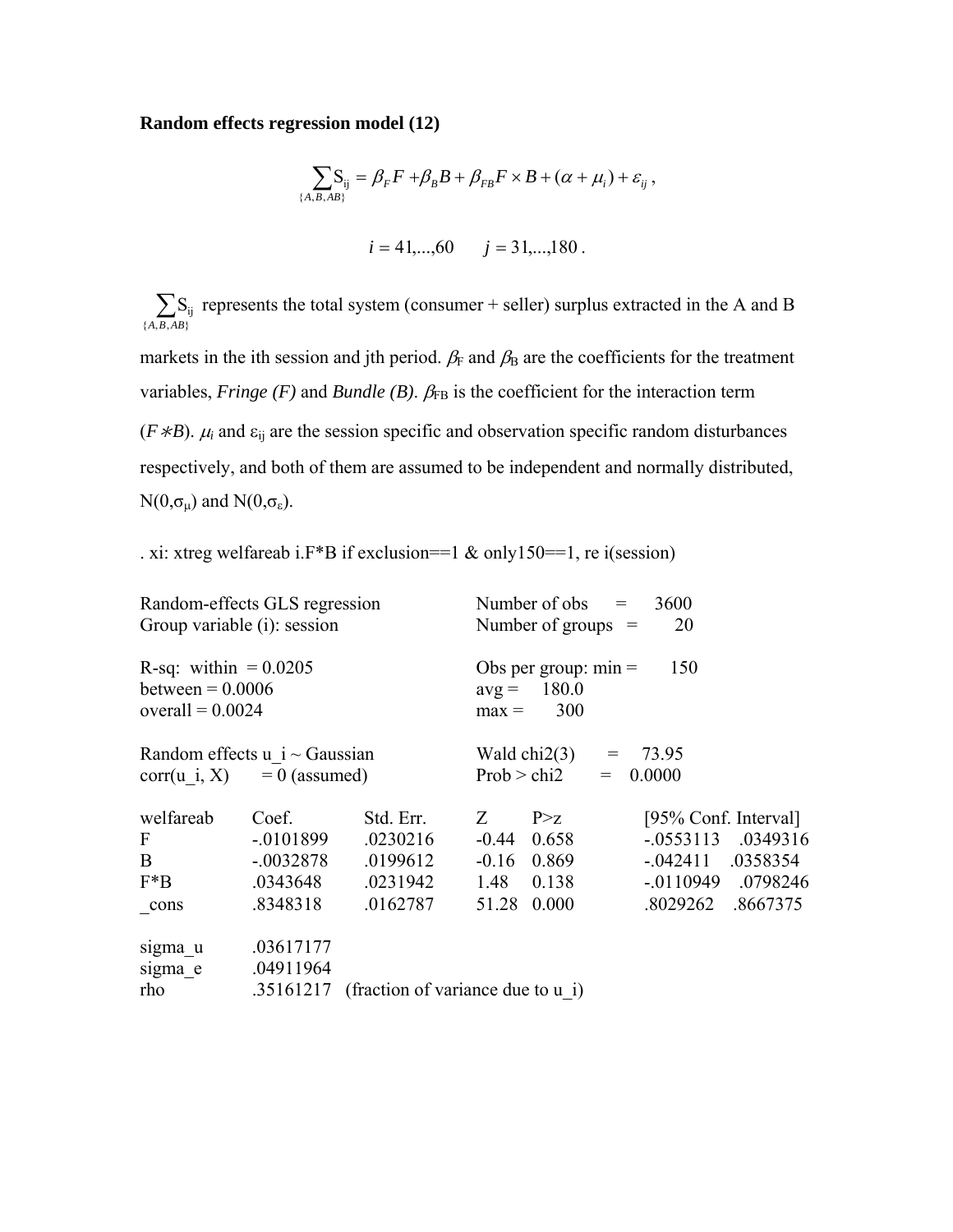**Random effects regression model (12)**

$$\sum_{\{A,B,AB\}} \mathrm{S}_{\mathrm{ij}} = \beta_F F + \beta_B B + \beta_{FB} F \times B + (\alpha + \mu_i) + \varepsilon_{ij} \, ,$$

$$i = 41,...,60 \qquad j = 31,...,180 \, .$$

$\sum_{\{A,B,AB\}} \mathrm{S}_{\mathrm{ij}}$ represents the total system (consumer + seller) surplus extracted in the A and B markets in the ith session and jth period. $\beta_F$ and $\beta_B$ are the coefficients for the treatment variables, *Fringe (F)* and *Bundle (B)*. $\beta_{FB}$ is the coefficient for the interaction term ($F \ast B$). $\mu_i$ and $\varepsilon_{ij}$ are the session specific and observation specific random disturbances respectively, and both of them are assumed to be independent and normally distributed, $N(0,\sigma_\mu)$ and $N(0,\sigma_\varepsilon)$.

```
. xi: xtreg welfareab i.F*B if exclusion==1 & only150==1, re i(session)

Random-effects GLS regression                Number of obs      =     3600
Group variable (i): session                  Number of groups   =       20

R-sq:  within  = 0.0205                      Obs per group: min =      150
between = 0.0006                             avg =    180.0
overall = 0.0024                             max =      300

Random effects u_i ~ Gaussian                Wald chi2(3)       =    73.95
corr(u_i, X)       = 0 (assumed)             Prob > chi2        =   0.0000
```

| welfareab | Coef. | Std. Err. | Z | P>z | [95% Conf. Interval] | |
|---|---|---|---|---|---|---|
| F | -.0101899 | .0230216 | -0.44 | 0.658 | -.0553113 | .0349316 |
| B | -.0032878 | .0199612 | -0.16 | 0.869 | -.042411 | .0358354 |
| F*B | .0343648 | .0231942 | 1.48 | 0.138 | -.0110949 | .0798246 |
| _cons | .8348318 | .0162787 | 51.28 | 0.000 | .8029262 | .8667375 |

```
sigma_u     .03617177
sigma_e     .04911964
rho         .35161217   (fraction of variance due to u_i)
```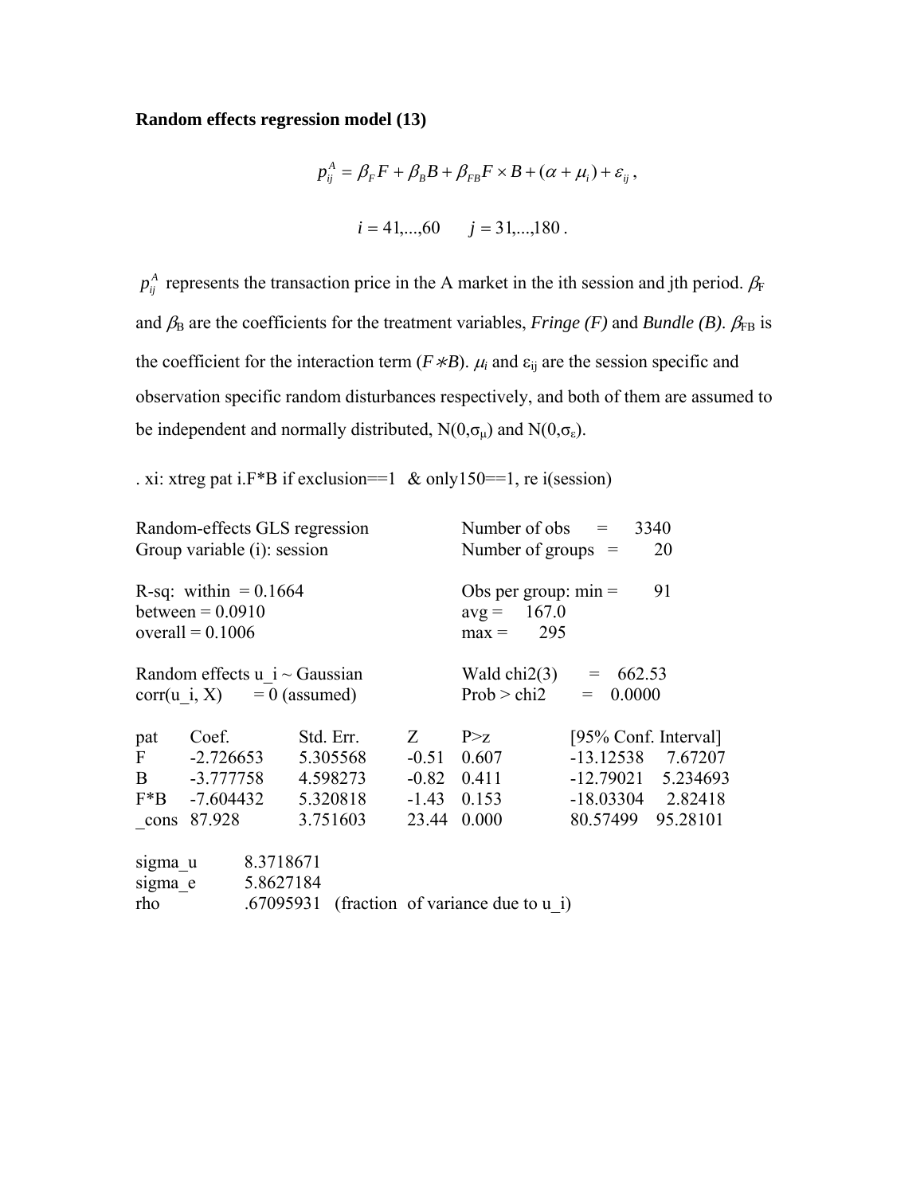**Random effects regression model (13)**

$$p_{ij}^A = \beta_F F + \beta_B B + \beta_{FB} F \times B + (\alpha + \mu_i) + \varepsilon_{ij} \,,$$

$$i = 41,...,60 \qquad j = 31,...,180 \,.$$

$p_{ij}^A$ represents the transaction price in the A market in the ith session and jth period. $\beta_F$ and $\beta_B$ are the coefficients for the treatment variables, *Fringe (F)* and *Bundle (B)*. $\beta_{FB}$ is the coefficient for the interaction term ($F * B$). $\mu_i$ and $\varepsilon_{ij}$ are the session specific and observation specific random disturbances respectively, and both of them are assumed to be independent and normally distributed, $N(0,\sigma_\mu)$ and $N(0,\sigma_\varepsilon)$.

```
. xi: xtreg pat i.F*B if exclusion==1  & only150==1, re i(session)

Random-effects GLS regression                Number of obs      =     3340
Group variable (i): session                  Number of groups   =       20

R-sq:  within  = 0.1664                      Obs per group: min =       91
between = 0.0910                             avg =     167.0
overall = 0.1006                             max =       295

Random effects u_i ~ Gaussian                Wald chi2(3)       =   662.53
corr(u_i, X)      = 0 (assumed)              Prob > chi2        =   0.0000

pat    Coef.        Std. Err.     Z       P>z        [95% Conf. Interval]
F      -2.726653    5.305568      -0.51   0.607      -13.12538    7.67207
B      -3.777758    4.598273      -0.82   0.411      -12.79021    5.234693
F*B    -7.604432    5.320818      -1.43   0.153      -18.03304    2.82418
_cons  87.928       3.751603      23.44   0.000      80.57499    95.28101

sigma_u      8.3718671
sigma_e      5.8627184
rho          .67095931   (fraction  of variance due to u_i)
```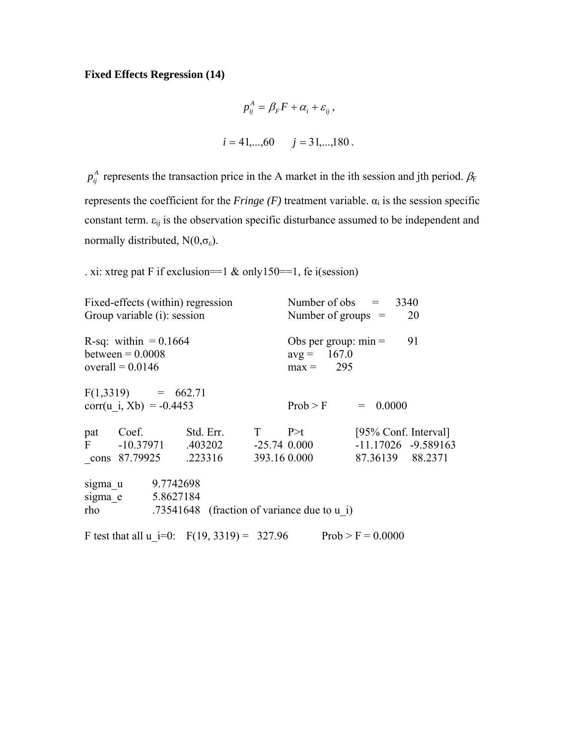**Fixed Effects Regression (14)**

$$p_{ij}^{A} = \beta_F F + \alpha_i + \varepsilon_{ij},$$

$$i = 41,...,60 \qquad j = 31,...,180.$$

$p_{ij}^{A}$ represents the transaction price in the A market in the ith session and jth period. $\beta_F$ represents the coefficient for the *Fringe (F)* treatment variable. $\alpha_i$ is the session specific constant term. $\varepsilon_{ij}$ is the observation specific disturbance assumed to be independent and normally distributed, $N(0,\sigma_\varepsilon)$.

```
. xi: xtreg pat F if exclusion==1 & only150==1, fe i(session)

Fixed-effects (within) regression            Number of obs      =     3340
Group variable (i): session                  Number of groups   =       20

R-sq:  within  = 0.1664                      Obs per group: min =       91
between = 0.0008                             avg =     167.0
overall = 0.0146                             max =       295

F(1,3319)          =    662.71
corr(u_i, Xb)  = -0.4453                     Prob > F           =   0.0000

pat      Coef.          Std. Err.       T        P>t            [95% Conf. Interval]
F        -10.37971      .403202         -25.74   0.000          -11.17026   -9.589163
_cons    87.79925       .223316         393.16   0.000          87.36139     88.2371

sigma_u          9.7742698
sigma_e          5.8627184
rho              .73541648   (fraction of variance due to u_i)

F test that all u_i=0:    F(19, 3319) =   327.96          Prob > F = 0.0000
```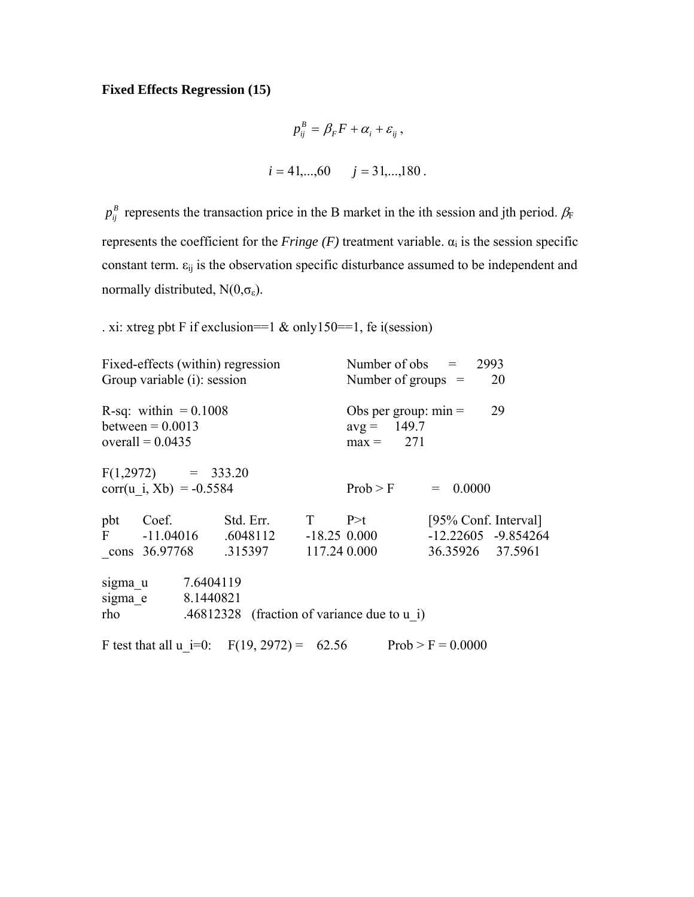**Fixed Effects Regression (15)**

$$p_{ij}^{B} = \beta_F F + \alpha_i + \varepsilon_{ij} \,,$$

$$i = 41,\ldots,60 \qquad j = 31,\ldots,180 \,.$$

$p_{ij}^{B}$ represents the transaction price in the B market in the ith session and jth period. $\beta_F$ represents the coefficient for the *Fringe (F)* treatment variable. $\alpha_i$ is the session specific constant term. $\varepsilon_{ij}$ is the observation specific disturbance assumed to be independent and normally distributed, $N(0,\sigma_\varepsilon)$.

```
. xi: xtreg pbt F if exclusion==1 & only150==1, fe i(session)

Fixed-effects (within) regression              Number of obs      =      2993
Group variable (i): session                    Number of groups   =        20

R-sq:  within  = 0.1008                        Obs per group: min =        29
between = 0.0013                               avg =     149.7
overall = 0.0435                               max =       271

F(1,2972)          =    333.20
corr(u_i, Xb)  = -0.5584                       Prob > F           =    0.0000

pbt      Coef.         Std. Err.      T         P>t          [95% Conf. Interval]
F        -11.04016     .6048112       -18.25    0.000        -12.22605   -9.854264
_cons    36.97768      .315397        117.24    0.000        36.35926     37.5961

sigma_u       7.6404119
sigma_e       8.1440821
rho           .46812328   (fraction of variance due to u_i)

F test that all u_i=0:     F(19, 2972) =    62.56           Prob > F = 0.0000
```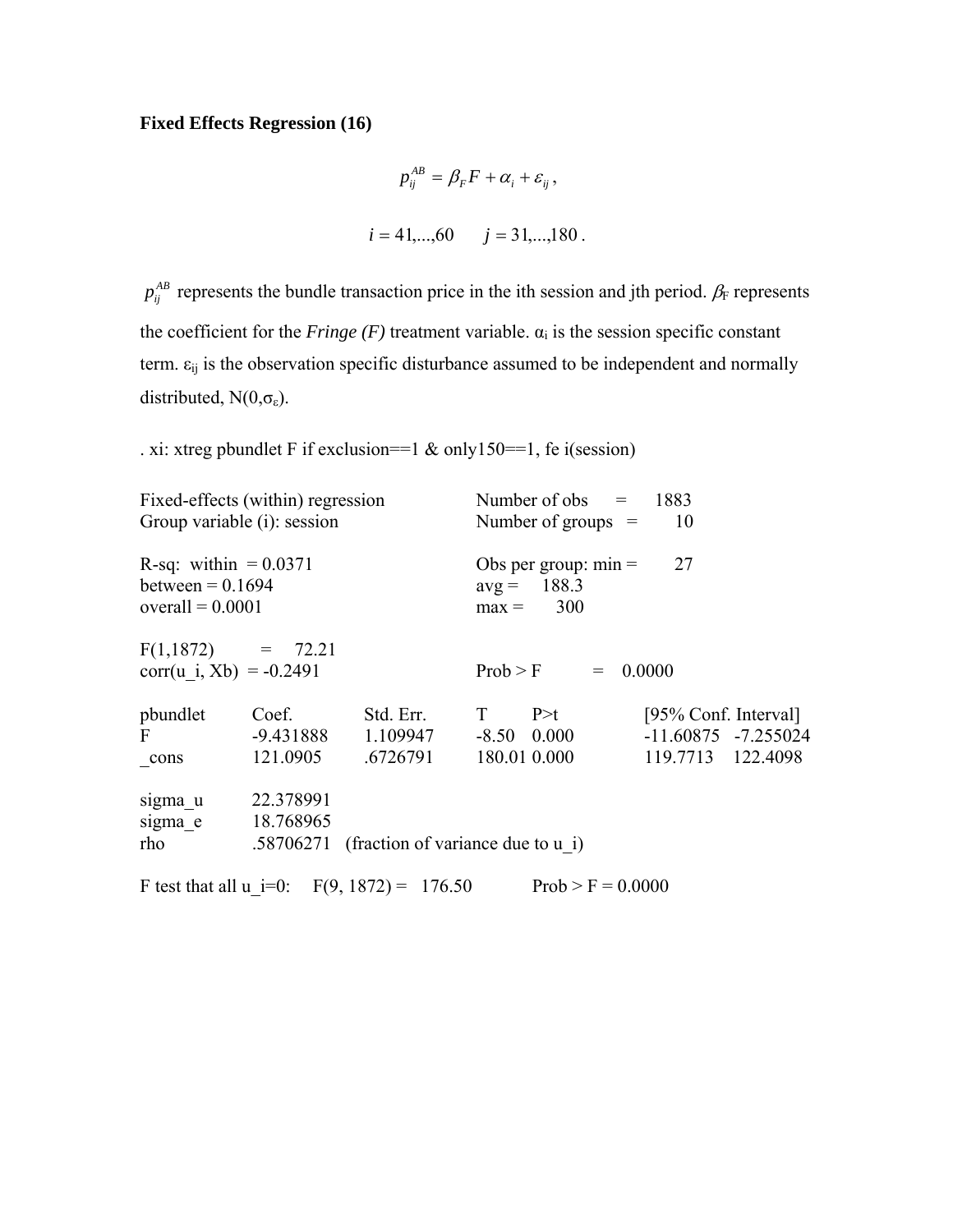**Fixed Effects Regression (16)**

$$p_{ij}^{AB} = \beta_F F + \alpha_i + \varepsilon_{ij},$$

$$i = 41,...,60 \qquad j = 31,...,180.$$

$p_{ij}^{AB}$ represents the bundle transaction price in the ith session and jth period. $\beta_F$ represents the coefficient for the *Fringe (F)* treatment variable. $\alpha_i$ is the session specific constant term. $\varepsilon_{ij}$ is the observation specific disturbance assumed to be independent and normally distributed, $N(0,\sigma_\varepsilon)$.

```
. xi: xtreg pbundlet F if exclusion==1 & only150==1, fe i(session)

Fixed-effects (within) regression          Number of obs      =     1883
Group variable (i): session                Number of groups   =       10

R-sq:  within  = 0.0371                    Obs per group: min =       27
       between = 0.1694                                   avg =    188.3
       overall = 0.0001                                   max =      300

F(1,1872)        =    72.21
corr(u_i, Xb)  = -0.2491                   Prob > F           =   0.0000

pbundlet      Coef.        Std. Err.    T        P>t       [95% Conf. Interval]
F             -9.431888    1.109947     -8.50    0.000     -11.60875   -7.255024
_cons         121.0905     .6726791     180.01   0.000     119.7713    122.4098

sigma_u       22.378991
sigma_e       18.768965
rho           .58706271   (fraction of variance due to u_i)

F test that all u_i=0:     F(9, 1872) =   176.50         Prob > F = 0.0000
```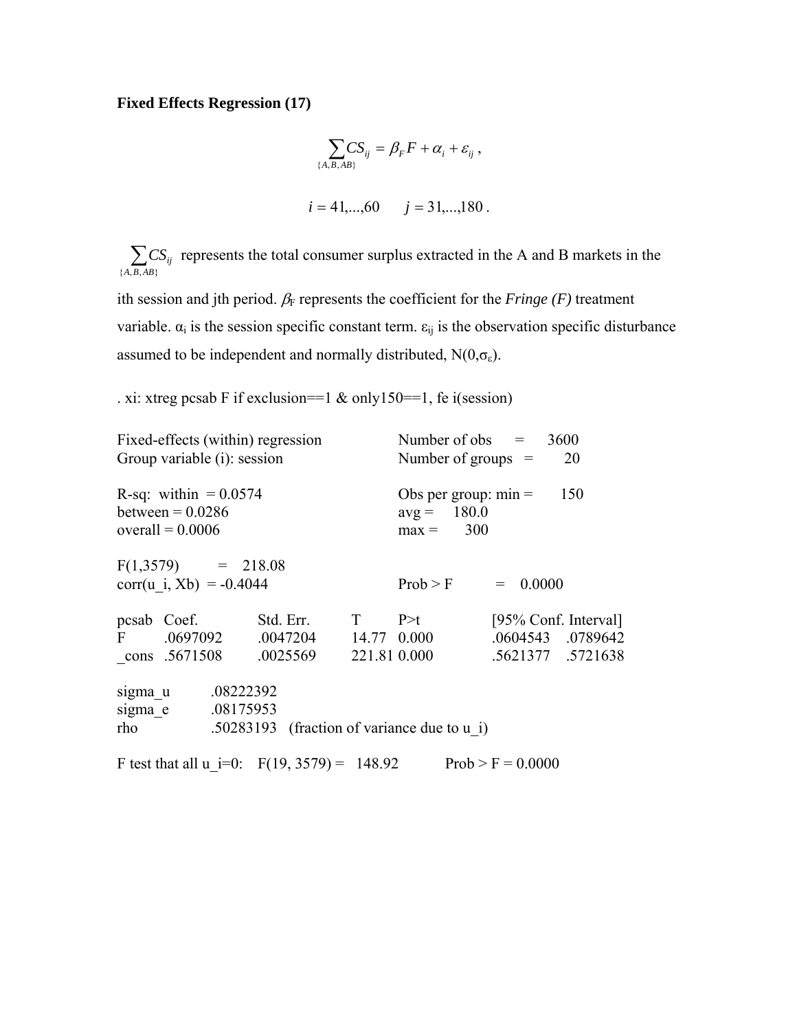**Fixed Effects Regression (17)**

$$\sum_{\{A,B,AB\}} CS_{ij} = \beta_F F + \alpha_i + \varepsilon_{ij} ,$$

$$i = 41,...,60 \qquad j = 31,...,180 .$$

$\sum_{\{A,B,AB\}} CS_{ij}$ represents the total consumer surplus extracted in the A and B markets in the ith session and jth period. $\beta_F$ represents the coefficient for the *Fringe (F)* treatment variable. $\alpha_i$ is the session specific constant term. $\varepsilon_{ij}$ is the observation specific disturbance assumed to be independent and normally distributed, $N(0,\sigma_\varepsilon)$.

```
. xi: xtreg pcsab F if exclusion==1 & only150==1, fe i(session)

Fixed-effects (within) regression          Number of obs      =     3600
Group variable (i): session                Number of groups   =       20

R-sq:  within  = 0.0574                    Obs per group: min =      150
between = 0.0286                           avg =     180.0
overall = 0.0006                           max =       300

F(1,3579)         =   218.08
corr(u_i, Xb)  = -0.4044                   Prob > F           =   0.0000

pcsab   Coef.        Std. Err.     T        P>t          [95% Conf. Interval]
F       .0697092     .0047204      14.77    0.000        .0604543    .0789642
_cons   .5671508     .0025569      221.81   0.000        .5621377    .5721638

sigma_u      .08222392
sigma_e      .08175953
rho          .50283193   (fraction of variance due to u_i)

F test that all u_i=0:   F(19, 3579) =   148.92        Prob > F = 0.0000
```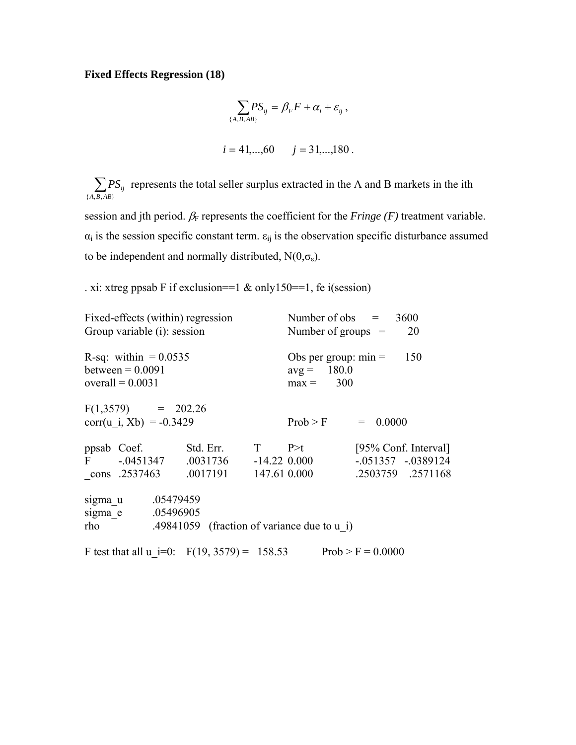**Fixed Effects Regression (18)**

$$\sum_{\{A,B,AB\}} PS_{ij} = \beta_F F + \alpha_i + \varepsilon_{ij} \,,$$

$$i = 41,\ldots,60 \qquad j = 31,\ldots,180 \,.$$

$\sum_{\{A,B,AB\}} PS_{ij}$ represents the total seller surplus extracted in the A and B markets in the ith session and jth period. $\beta_F$ represents the coefficient for the *Fringe (F)* treatment variable. $\alpha_i$ is the session specific constant term. $\varepsilon_{ij}$ is the observation specific disturbance assumed to be independent and normally distributed, $N(0,\sigma_\varepsilon)$.

```
. xi: xtreg ppsab F if exclusion==1 & only150==1, fe i(session)

Fixed-effects (within) regression              Number of obs      =     3600
Group variable (i): session                    Number of groups   =       20

R-sq:  within  = 0.0535                        Obs per group: min =      150
between = 0.0091                               avg =     180.0
overall = 0.0031                               max =       300

F(1,3579)        =    202.26
corr(u_i, Xb)  = -0.3429                       Prob > F           =   0.0000

ppsab   Coef.          Std. Err.       T        P>t          [95% Conf. Interval]
F       -.0451347      .0031736        -14.22   0.000        -.051357   -.0389124
_cons   .2537463       .0017191        147.61   0.000        .2503759    .2571168

sigma_u      .05479459
sigma_e      .05496905
rho          .49841059   (fraction of variance due to u_i)

F test that all u_i=0:   F(19, 3579) =   158.53          Prob > F = 0.0000
```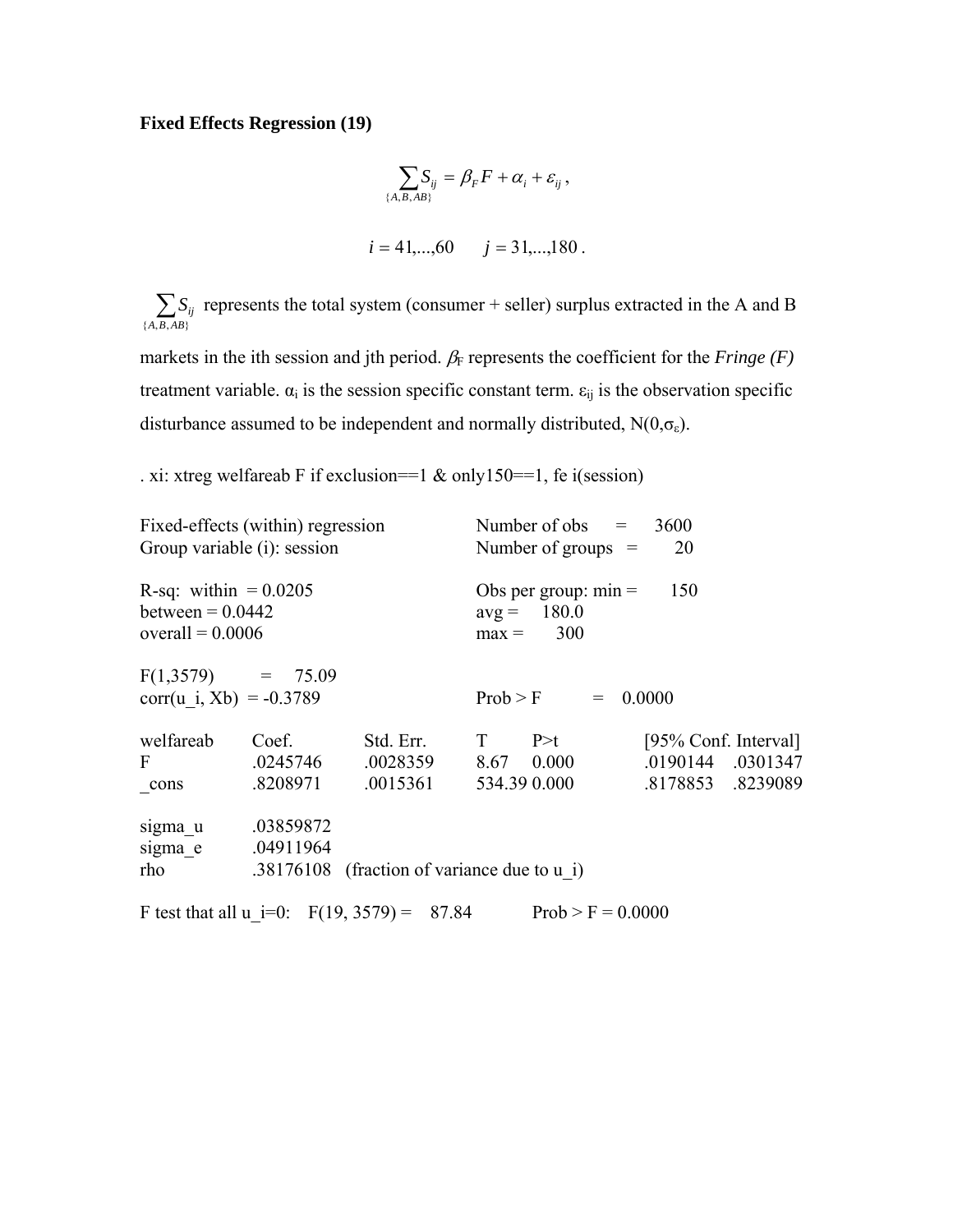**Fixed Effects Regression (19)**

$$\sum_{\{A,B,AB\}} S_{ij} = \beta_F F + \alpha_i + \varepsilon_{ij}\,,$$

$$i = 41,...,60 \qquad j = 31,...,180\,.$$

$\sum_{\{A,B,AB\}} S_{ij}$ represents the total system (consumer + seller) surplus extracted in the A and B markets in the ith session and jth period. $\beta_F$ represents the coefficient for the *Fringe (F)* treatment variable. $\alpha_i$ is the session specific constant term. $\varepsilon_{ij}$ is the observation specific disturbance assumed to be independent and normally distributed, $N(0,\sigma_\varepsilon)$.

```
. xi: xtreg welfareab F if exclusion==1 & only150==1, fe i(session)

Fixed-effects (within) regression          Number of obs      =     3600
Group variable (i): session                Number of groups   =       20

R-sq:  within  = 0.0205                    Obs per group: min =      150
between = 0.0442                           avg =     180.0
overall = 0.0006                           max =       300

F(1,3579)        =    75.09
corr(u_i, Xb)  = -0.3789                   Prob > F          =    0.0000

welfareab     Coef.        Std. Err.     T        P>t          [95% Conf. Interval]
F             .0245746     .0028359      8.67     0.000        .0190144    .0301347
_cons         .8208971     .0015361      534.39   0.000        .8178853    .8239089

sigma_u       .03859872
sigma_e       .04911964
rho           .38176108   (fraction of variance due to u_i)

F test that all u_i=0:   F(19, 3579) =    87.84          Prob > F = 0.0000
```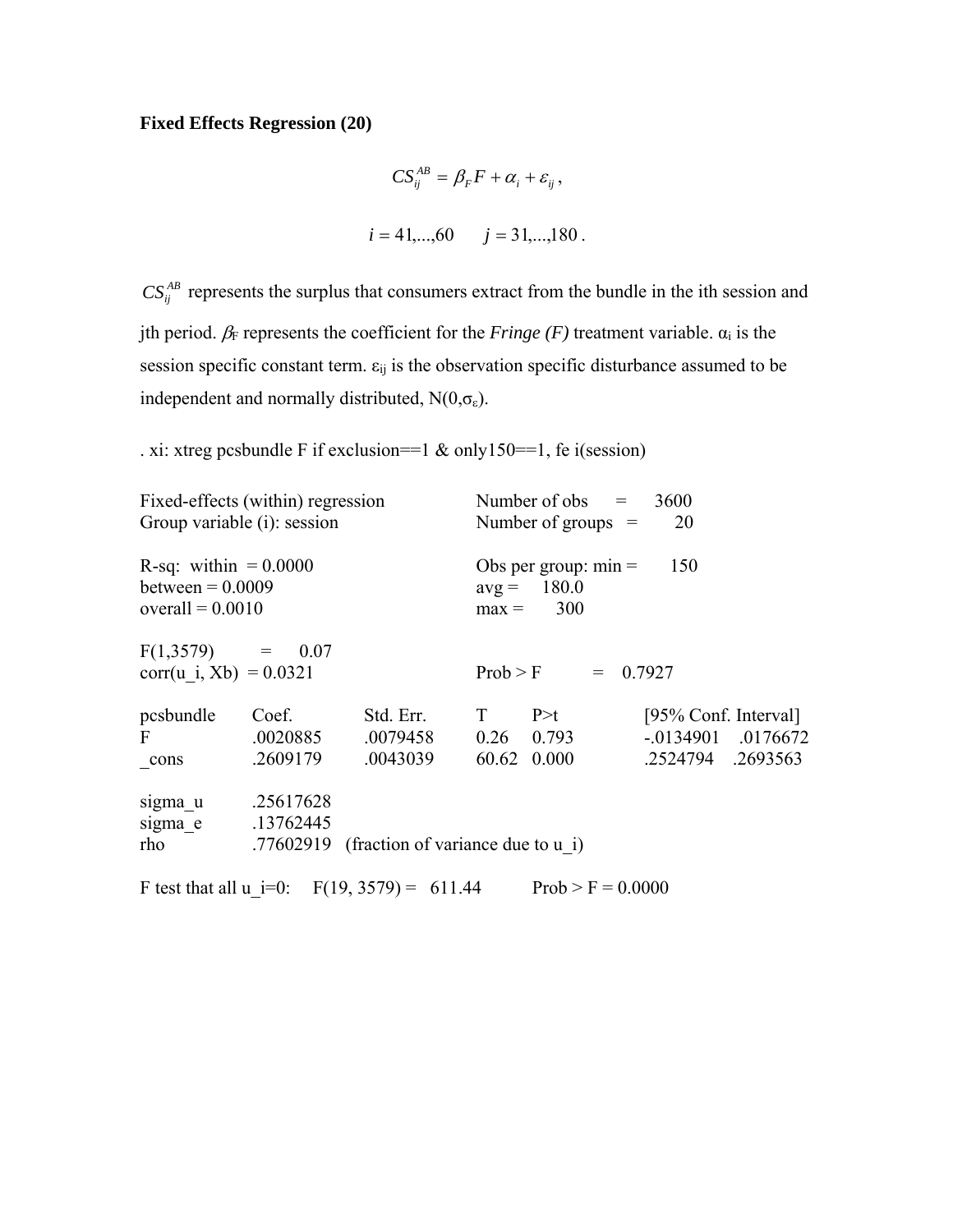**Fixed Effects Regression (20)**

$$CS_{ij}^{AB} = \beta_F F + \alpha_i + \varepsilon_{ij},$$

$$i = 41,...,60 \qquad j = 31,...,180.$$

$CS_{ij}^{AB}$ represents the surplus that consumers extract from the bundle in the ith session and jth period. $\beta_F$ represents the coefficient for the *Fringe (F)* treatment variable. $\alpha_i$ is the session specific constant term. $\varepsilon_{ij}$ is the observation specific disturbance assumed to be independent and normally distributed, $N(0,\sigma_\varepsilon)$.

```
. xi: xtreg pcsbundle F if exclusion==1 & only150==1, fe i(session)

Fixed-effects (within) regression               Number of obs      =      3600
Group variable (i): session                     Number of groups   =        20

R-sq:  within  = 0.0000                         Obs per group: min =       150
between = 0.0009                                avg =     180.0
overall = 0.0010                                max =       300

F(1,3579)        =      0.07
corr(u_i, Xb)  = 0.0321                         Prob > F           =    0.7927

pcsbundle     Coef.        Std. Err.     T       P>t        [95% Conf. Interval]
F             .0020885     .0079458      0.26    0.793      -.0134901    .0176672
_cons         .2609179     .0043039      60.62   0.000      .2524794     .2693563

sigma_u       .25617628
sigma_e       .13762445
rho           .77602919   (fraction of variance due to u_i)

F test that all u_i=0:     F(19, 3579) =   611.44          Prob > F = 0.0000
```